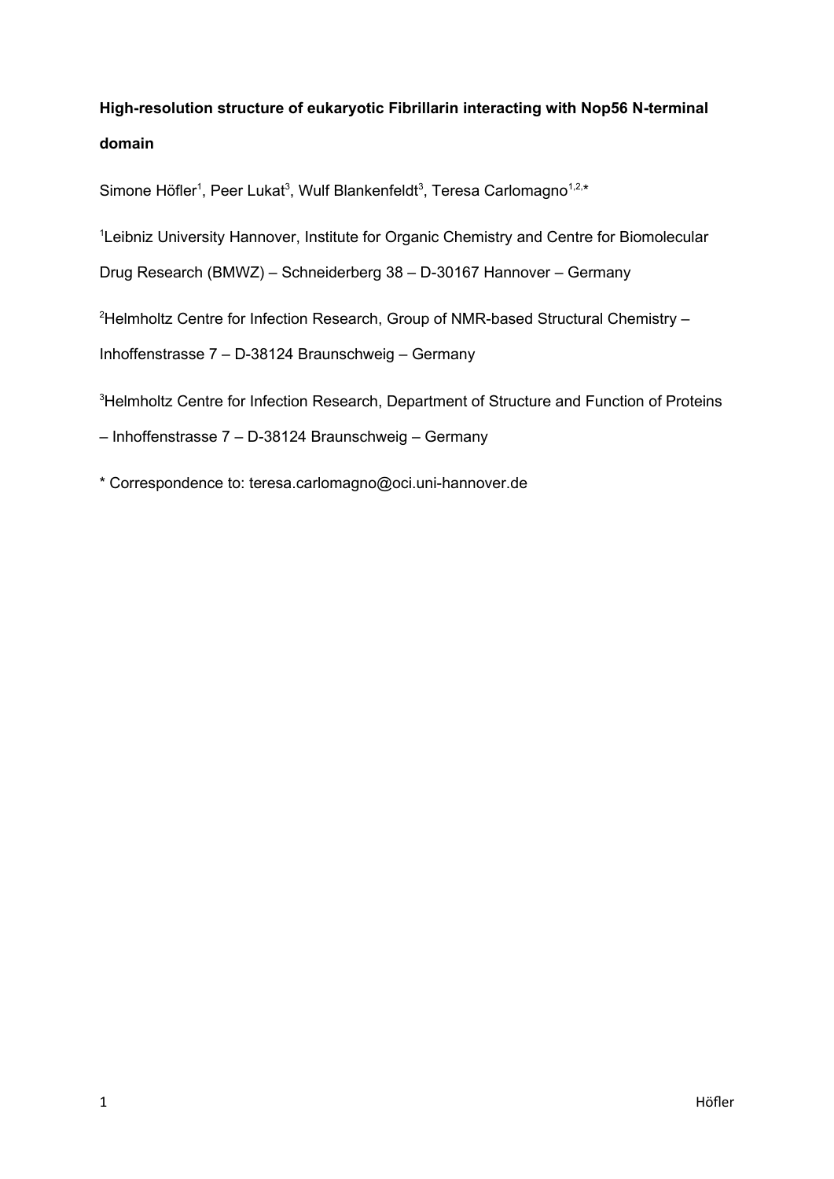**High-resolution structure of eukaryotic Fibrillarin interacting with Nop56 N-terminal domain**

Simone Höfler[1], Peer Lukat[3], Wulf Blankenfeldt[3], Teresa Carlomagno[1,2,*]

[1]Leibniz University Hannover, Institute for Organic Chemistry and Centre for Biomolecular Drug Research (BMWZ) – Schneiderberg 38 – D-30167 Hannover – Germany

[2]Helmholtz Centre for Infection Research, Group of NMR-based Structural Chemistry – Inhoffenstrasse 7 – D-38124 Braunschweig – Germany

[3]Helmholtz Centre for Infection Research, Department of Structure and Function of Proteins – Inhoffenstrasse 7 – D-38124 Braunschweig – Germany

* Correspondence to: teresa.carlomagno@oci.uni-hannover.de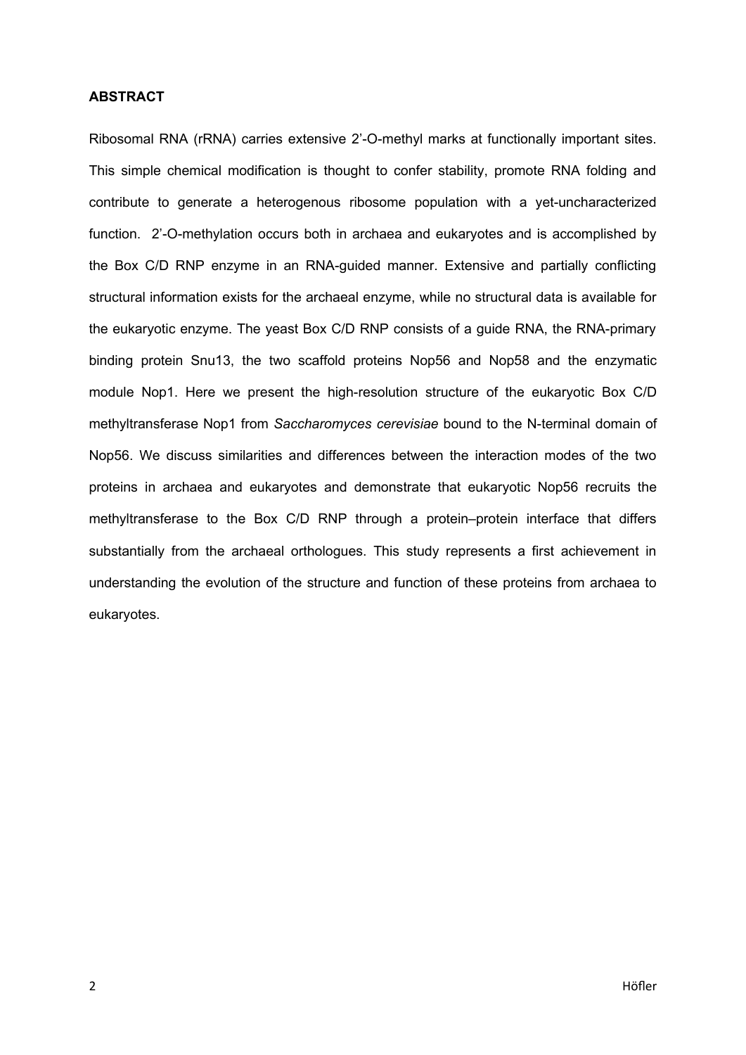**ABSTRACT**

Ribosomal RNA (rRNA) carries extensive 2'-O-methyl marks at functionally important sites. This simple chemical modification is thought to confer stability, promote RNA folding and contribute to generate a heterogenous ribosome population with a yet-uncharacterized function. 2'-O-methylation occurs both in archaea and eukaryotes and is accomplished by the Box C/D RNP enzyme in an RNA-guided manner. Extensive and partially conflicting structural information exists for the archaeal enzyme, while no structural data is available for the eukaryotic enzyme. The yeast Box C/D RNP consists of a guide RNA, the RNA-primary binding protein Snu13, the two scaffold proteins Nop56 and Nop58 and the enzymatic module Nop1. Here we present the high-resolution structure of the eukaryotic Box C/D methyltransferase Nop1 from *Saccharomyces cerevisiae* bound to the N-terminal domain of Nop56. We discuss similarities and differences between the interaction modes of the two proteins in archaea and eukaryotes and demonstrate that eukaryotic Nop56 recruits the methyltransferase to the Box C/D RNP through a protein–protein interface that differs substantially from the archaeal orthologues. This study represents a first achievement in understanding the evolution of the structure and function of these proteins from archaea to eukaryotes.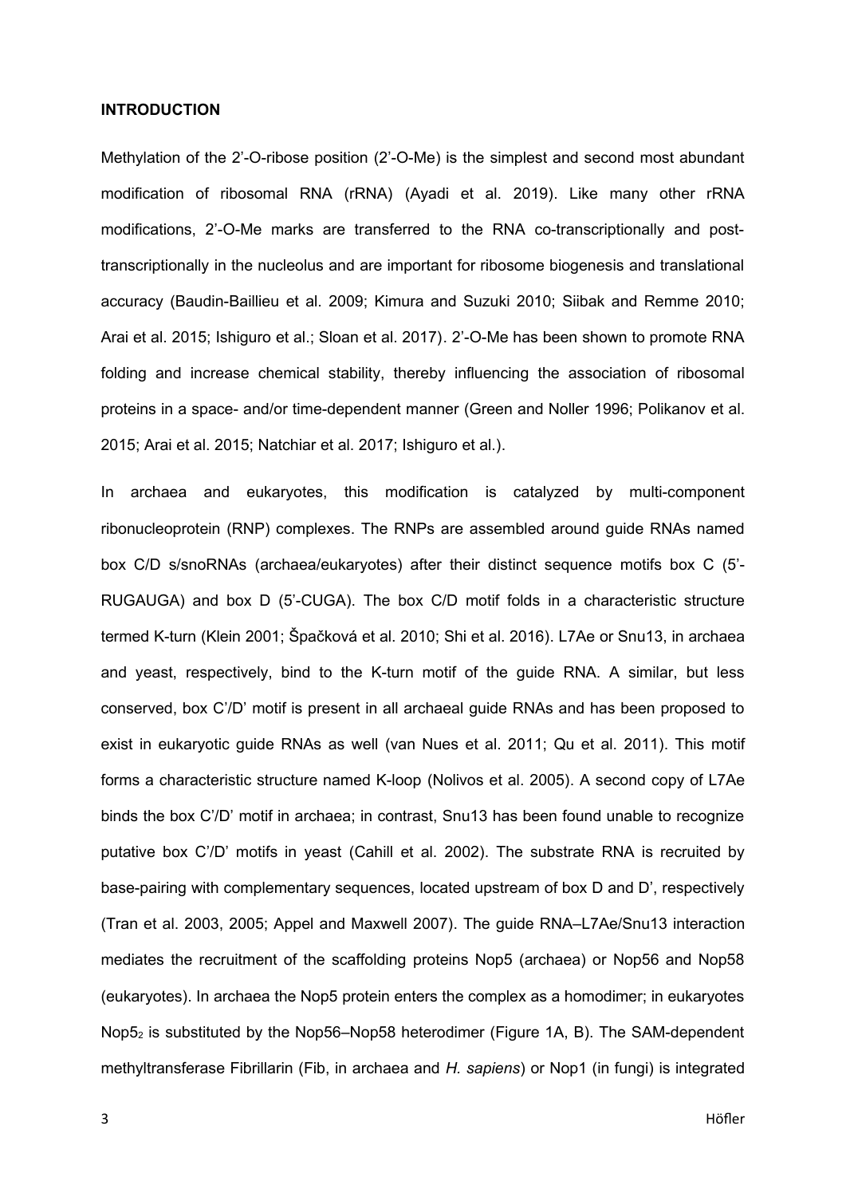## INTRODUCTION

Methylation of the 2'-O-ribose position (2'-O-Me) is the simplest and second most abundant modification of ribosomal RNA (rRNA) (Ayadi et al. 2019). Like many other rRNA modifications, 2'-O-Me marks are transferred to the RNA co-transcriptionally and post-transcriptionally in the nucleolus and are important for ribosome biogenesis and translational accuracy (Baudin-Baillieu et al. 2009; Kimura and Suzuki 2010; Siibak and Remme 2010; Arai et al. 2015; Ishiguro et al.; Sloan et al. 2017). 2'-O-Me has been shown to promote RNA folding and increase chemical stability, thereby influencing the association of ribosomal proteins in a space- and/or time-dependent manner (Green and Noller 1996; Polikanov et al. 2015; Arai et al. 2015; Natchiar et al. 2017; Ishiguro et al.).

In archaea and eukaryotes, this modification is catalyzed by multi-component ribonucleoprotein (RNP) complexes. The RNPs are assembled around guide RNAs named box C/D s/snoRNAs (archaea/eukaryotes) after their distinct sequence motifs box C (5'-RUGAUGA) and box D (5'-CUGA). The box C/D motif folds in a characteristic structure termed K-turn (Klein 2001; Špačková et al. 2010; Shi et al. 2016). L7Ae or Snu13, in archaea and yeast, respectively, bind to the K-turn motif of the guide RNA. A similar, but less conserved, box C'/D' motif is present in all archaeal guide RNAs and has been proposed to exist in eukaryotic guide RNAs as well (van Nues et al. 2011; Qu et al. 2011). This motif forms a characteristic structure named K-loop (Nolivos et al. 2005). A second copy of L7Ae binds the box C'/D' motif in archaea; in contrast, Snu13 has been found unable to recognize putative box C'/D' motifs in yeast (Cahill et al. 2002). The substrate RNA is recruited by base-pairing with complementary sequences, located upstream of box D and D', respectively (Tran et al. 2003, 2005; Appel and Maxwell 2007). The guide RNA–L7Ae/Snu13 interaction mediates the recruitment of the scaffolding proteins Nop5 (archaea) or Nop56 and Nop58 (eukaryotes). In archaea the Nop5 protein enters the complex as a homodimer; in eukaryotes $Nop5_2$ is substituted by the Nop56–Nop58 heterodimer (Figure 1A, B). The SAM-dependent methyltransferase Fibrillarin (Fib, in archaea and *H. sapiens*) or Nop1 (in fungi) is integrated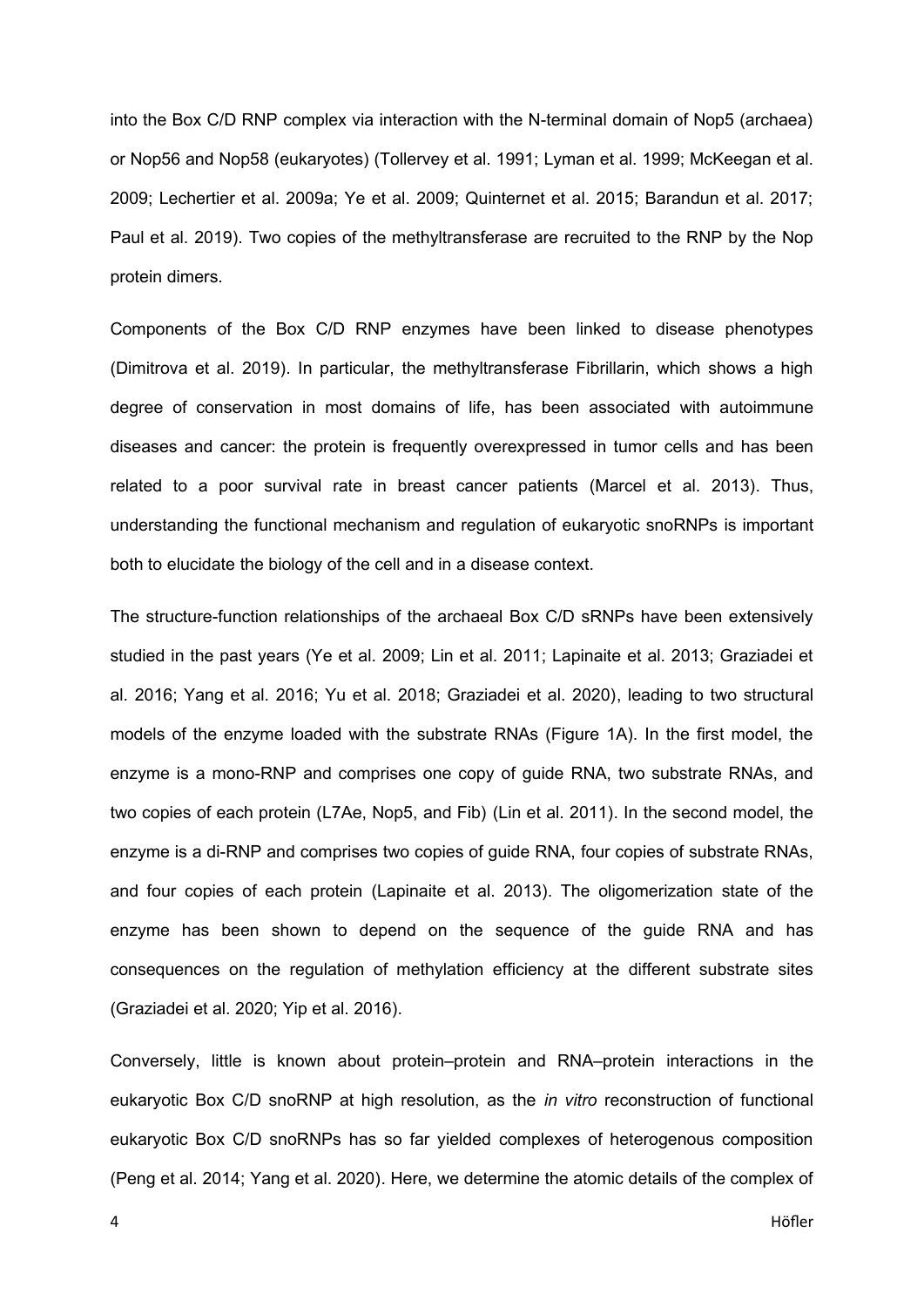into the Box C/D RNP complex via interaction with the N-terminal domain of Nop5 (archaea) or Nop56 and Nop58 (eukaryotes) (Tollervey et al. 1991; Lyman et al. 1999; McKeegan et al. 2009; Lechertier et al. 2009a; Ye et al. 2009; Quinternet et al. 2015; Barandun et al. 2017; Paul et al. 2019). Two copies of the methyltransferase are recruited to the RNP by the Nop protein dimers.

Components of the Box C/D RNP enzymes have been linked to disease phenotypes (Dimitrova et al. 2019). In particular, the methyltransferase Fibrillarin, which shows a high degree of conservation in most domains of life, has been associated with autoimmune diseases and cancer: the protein is frequently overexpressed in tumor cells and has been related to a poor survival rate in breast cancer patients (Marcel et al. 2013). Thus, understanding the functional mechanism and regulation of eukaryotic snoRNPs is important both to elucidate the biology of the cell and in a disease context.

The structure-function relationships of the archaeal Box C/D sRNPs have been extensively studied in the past years (Ye et al. 2009; Lin et al. 2011; Lapinaite et al. 2013; Graziadei et al. 2016; Yang et al. 2016; Yu et al. 2018; Graziadei et al. 2020), leading to two structural models of the enzyme loaded with the substrate RNAs (Figure 1A). In the first model, the enzyme is a mono-RNP and comprises one copy of guide RNA, two substrate RNAs, and two copies of each protein (L7Ae, Nop5, and Fib) (Lin et al. 2011). In the second model, the enzyme is a di-RNP and comprises two copies of guide RNA, four copies of substrate RNAs, and four copies of each protein (Lapinaite et al. 2013). The oligomerization state of the enzyme has been shown to depend on the sequence of the guide RNA and has consequences on the regulation of methylation efficiency at the different substrate sites (Graziadei et al. 2020; Yip et al. 2016).

Conversely, little is known about protein–protein and RNA–protein interactions in the eukaryotic Box C/D snoRNP at high resolution, as the *in vitro* reconstruction of functional eukaryotic Box C/D snoRNPs has so far yielded complexes of heterogenous composition (Peng et al. 2014; Yang et al. 2020). Here, we determine the atomic details of the complex of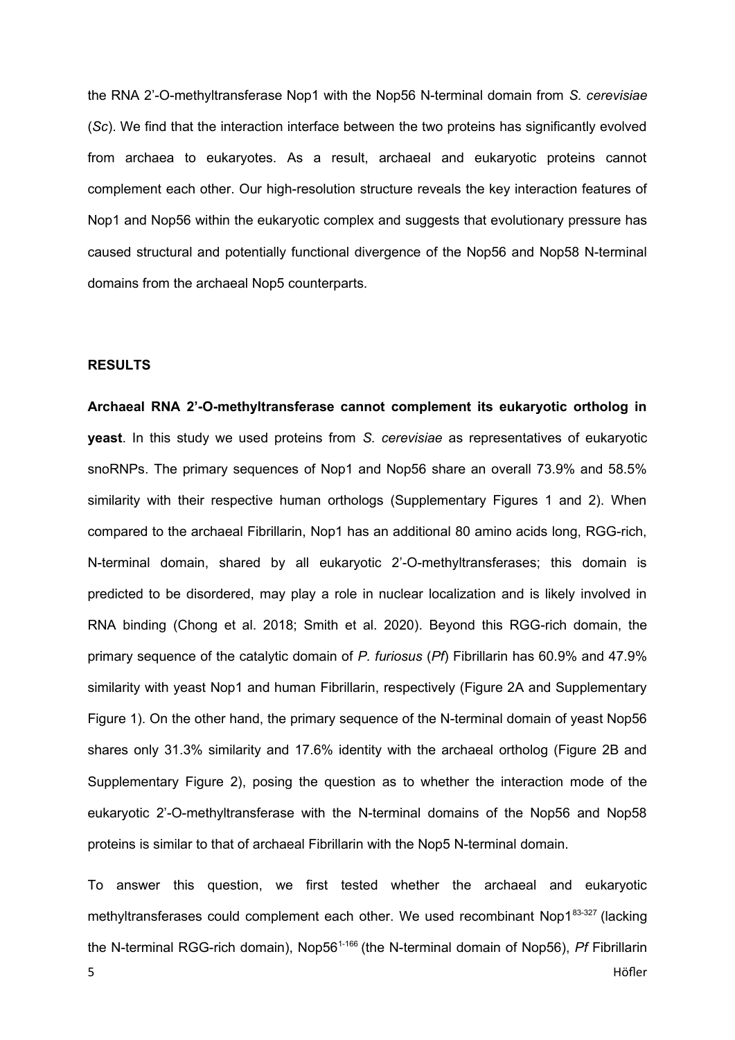the RNA 2'-O-methyltransferase Nop1 with the Nop56 N-terminal domain from *S. cerevisiae* (*Sc*). We find that the interaction interface between the two proteins has significantly evolved from archaea to eukaryotes. As a result, archaeal and eukaryotic proteins cannot complement each other. Our high-resolution structure reveals the key interaction features of Nop1 and Nop56 within the eukaryotic complex and suggests that evolutionary pressure has caused structural and potentially functional divergence of the Nop56 and Nop58 N-terminal domains from the archaeal Nop5 counterparts.

## RESULTS

**Archaeal RNA 2'-O-methyltransferase cannot complement its eukaryotic ortholog in yeast**. In this study we used proteins from *S. cerevisiae* as representatives of eukaryotic snoRNPs. The primary sequences of Nop1 and Nop56 share an overall 73.9% and 58.5% similarity with their respective human orthologs (Supplementary Figures 1 and 2). When compared to the archaeal Fibrillarin, Nop1 has an additional 80 amino acids long, RGG-rich, N-terminal domain, shared by all eukaryotic 2'-O-methyltransferases; this domain is predicted to be disordered, may play a role in nuclear localization and is likely involved in RNA binding (Chong et al. 2018; Smith et al. 2020). Beyond this RGG-rich domain, the primary sequence of the catalytic domain of *P. furiosus* (*Pf*) Fibrillarin has 60.9% and 47.9% similarity with yeast Nop1 and human Fibrillarin, respectively (Figure 2A and Supplementary Figure 1). On the other hand, the primary sequence of the N-terminal domain of yeast Nop56 shares only 31.3% similarity and 17.6% identity with the archaeal ortholog (Figure 2B and Supplementary Figure 2), posing the question as to whether the interaction mode of the eukaryotic 2'-O-methyltransferase with the N-terminal domains of the Nop56 and Nop58 proteins is similar to that of archaeal Fibrillarin with the Nop5 N-terminal domain.

To answer this question, we first tested whether the archaeal and eukaryotic methyltransferases could complement each other. We used recombinant Nop1$^{83\text{-}327}$ (lacking the N-terminal RGG-rich domain), Nop56$^{1\text{-}166}$ (the N-terminal domain of Nop56), *Pf* Fibrillarin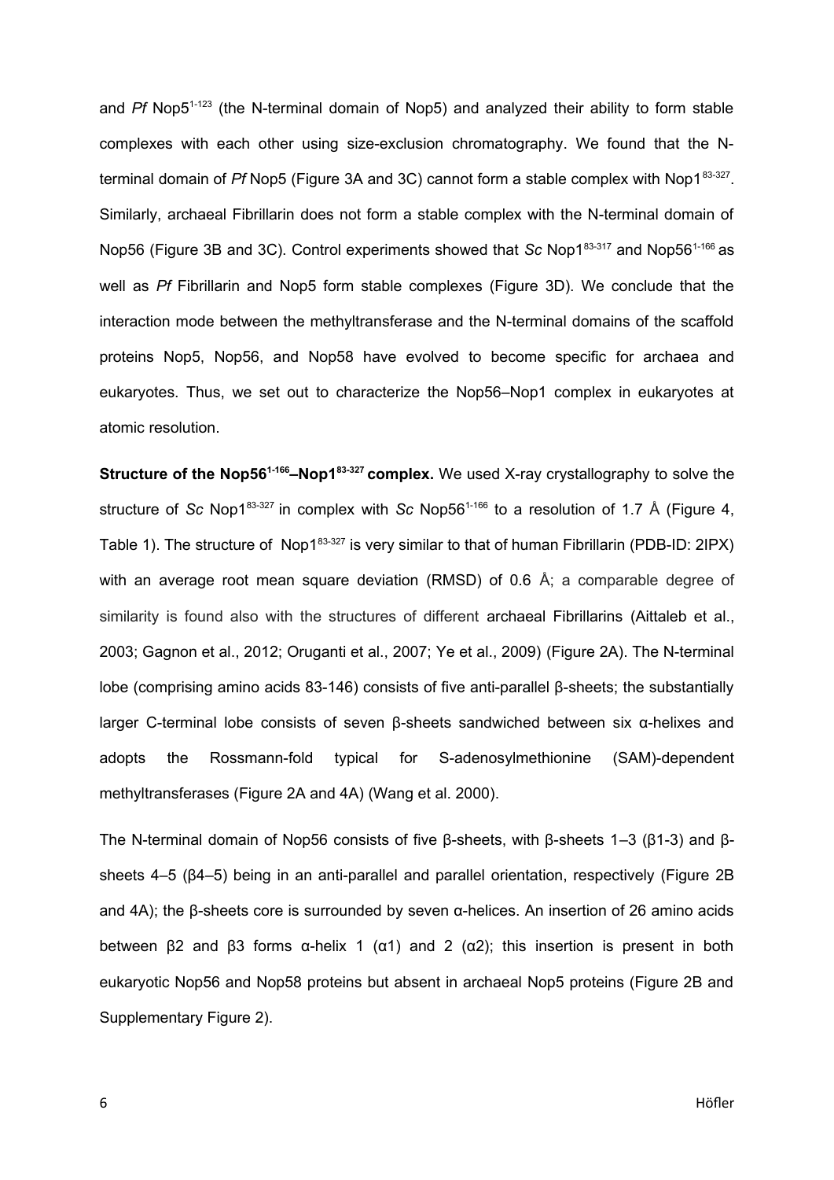and *Pf* Nop5$^{1\text{-}123}$ (the N-terminal domain of Nop5) and analyzed their ability to form stable complexes with each other using size-exclusion chromatography. We found that the N-terminal domain of *Pf* Nop5 (Figure 3A and 3C) cannot form a stable complex with Nop1$^{83\text{-}327}$. Similarly, archaeal Fibrillarin does not form a stable complex with the N-terminal domain of Nop56 (Figure 3B and 3C). Control experiments showed that *Sc* Nop1$^{83\text{-}317}$ and Nop56$^{1\text{-}166}$ as well as *Pf* Fibrillarin and Nop5 form stable complexes (Figure 3D). We conclude that the interaction mode between the methyltransferase and the N-terminal domains of the scaffold proteins Nop5, Nop56, and Nop58 have evolved to become specific for archaea and eukaryotes. Thus, we set out to characterize the Nop56–Nop1 complex in eukaryotes at atomic resolution.

**Structure of the Nop56$^{1\text{-}166}$–Nop1$^{83\text{-}327}$ complex.** We used X-ray crystallography to solve the structure of *Sc* Nop1$^{83\text{-}327}$ in complex with *Sc* Nop56$^{1\text{-}166}$ to a resolution of 1.7 Å (Figure 4, Table 1). The structure of Nop1$^{83\text{-}327}$ is very similar to that of human Fibrillarin (PDB-ID: 2IPX) with an average root mean square deviation (RMSD) of 0.6 Å; a comparable degree of similarity is found also with the structures of different archaeal Fibrillarins (Aittaleb et al., 2003; Gagnon et al., 2012; Oruganti et al., 2007; Ye et al., 2009) (Figure 2A). The N-terminal lobe (comprising amino acids 83-146) consists of five anti-parallel β-sheets; the substantially larger C-terminal lobe consists of seven β-sheets sandwiched between six α-helixes and adopts the Rossmann-fold typical for S-adenosylmethionine (SAM)-dependent methyltransferases (Figure 2A and 4A) (Wang et al. 2000).

The N-terminal domain of Nop56 consists of five β-sheets, with β-sheets 1–3 (β1-3) and β-sheets 4–5 (β4–5) being in an anti-parallel and parallel orientation, respectively (Figure 2B and 4A); the β-sheets core is surrounded by seven α-helices. An insertion of 26 amino acids between β2 and β3 forms α-helix 1 (α1) and 2 (α2); this insertion is present in both eukaryotic Nop56 and Nop58 proteins but absent in archaeal Nop5 proteins (Figure 2B and Supplementary Figure 2).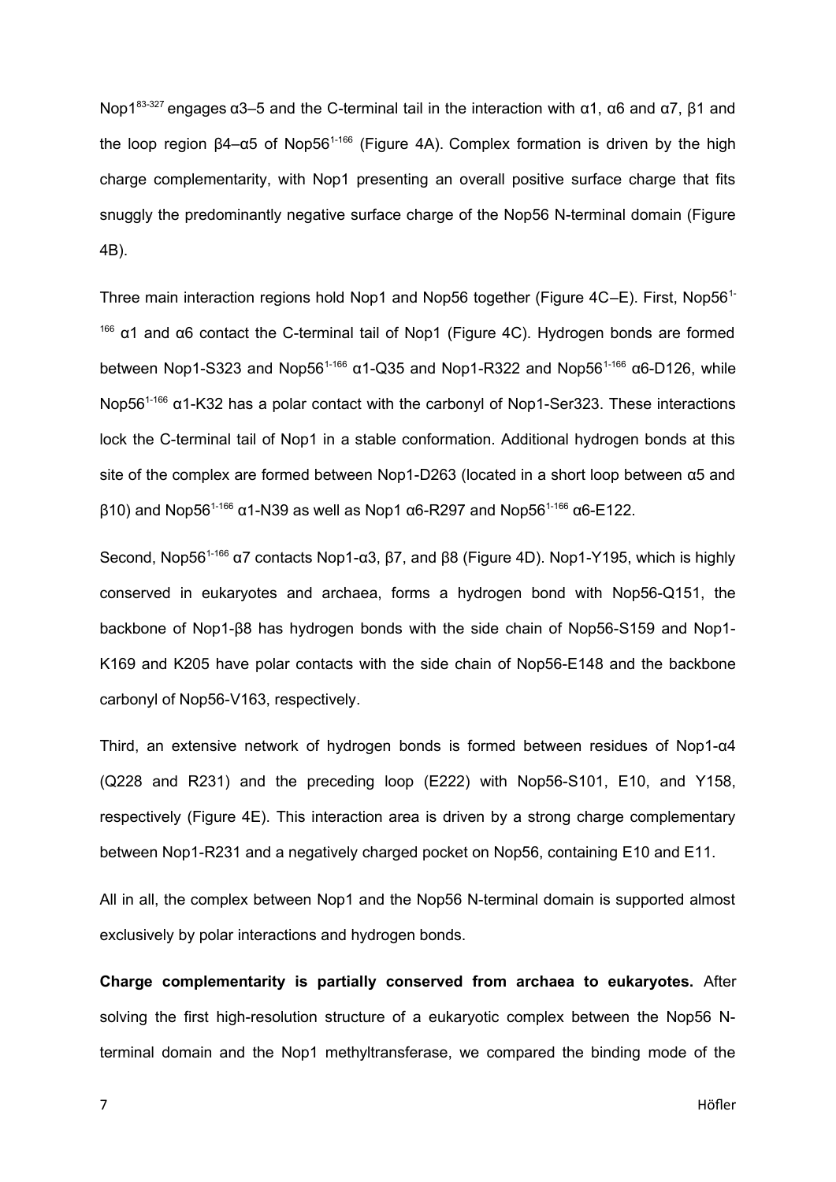Nop1$^{83-327}$ engages α3–5 and the C-terminal tail in the interaction with α1, α6 and α7, β1 and the loop region β4–α5 of Nop56$^{1-166}$ (Figure 4A). Complex formation is driven by the high charge complementarity, with Nop1 presenting an overall positive surface charge that fits snuggly the predominantly negative surface charge of the Nop56 N-terminal domain (Figure 4B).

Three main interaction regions hold Nop1 and Nop56 together (Figure 4C–E). First, Nop56$^{1-166}$ α1 and α6 contact the C-terminal tail of Nop1 (Figure 4C). Hydrogen bonds are formed between Nop1-S323 and Nop56$^{1-166}$ α1-Q35 and Nop1-R322 and Nop56$^{1-166}$ α6-D126, while Nop56$^{1-166}$ α1-K32 has a polar contact with the carbonyl of Nop1-Ser323. These interactions lock the C-terminal tail of Nop1 in a stable conformation. Additional hydrogen bonds at this site of the complex are formed between Nop1-D263 (located in a short loop between α5 and β10) and Nop56$^{1-166}$ α1-N39 as well as Nop1 α6-R297 and Nop56$^{1-166}$ α6-E122.

Second, Nop56$^{1-166}$ α7 contacts Nop1-α3, β7, and β8 (Figure 4D). Nop1-Y195, which is highly conserved in eukaryotes and archaea, forms a hydrogen bond with Nop56-Q151, the backbone of Nop1-β8 has hydrogen bonds with the side chain of Nop56-S159 and Nop1-K169 and K205 have polar contacts with the side chain of Nop56-E148 and the backbone carbonyl of Nop56-V163, respectively.

Third, an extensive network of hydrogen bonds is formed between residues of Nop1-α4 (Q228 and R231) and the preceding loop (E222) with Nop56-S101, E10, and Y158, respectively (Figure 4E). This interaction area is driven by a strong charge complementary between Nop1-R231 and a negatively charged pocket on Nop56, containing E10 and E11.

All in all, the complex between Nop1 and the Nop56 N-terminal domain is supported almost exclusively by polar interactions and hydrogen bonds.

**Charge complementarity is partially conserved from archaea to eukaryotes.** After solving the first high-resolution structure of a eukaryotic complex between the Nop56 N-terminal domain and the Nop1 methyltransferase, we compared the binding mode of the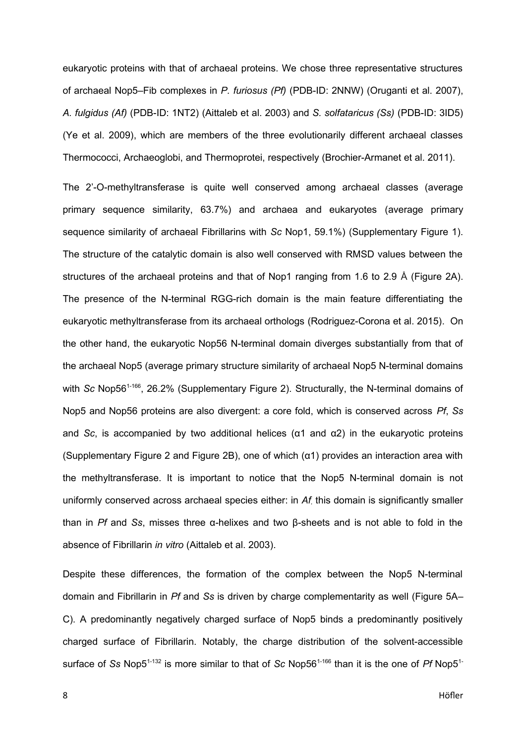eukaryotic proteins with that of archaeal proteins. We chose three representative structures of archaeal Nop5–Fib complexes in *P. furiosus (Pf)* (PDB-ID: 2NNW) (Oruganti et al. 2007), *A. fulgidus (Af)* (PDB-ID: 1NT2) (Aittaleb et al. 2003) and *S. solfataricus (Ss)* (PDB-ID: 3ID5) (Ye et al. 2009), which are members of the three evolutionarily different archaeal classes Thermococci, Archaeoglobi, and Thermoprotei, respectively (Brochier-Armanet et al. 2011).

The 2'-O-methyltransferase is quite well conserved among archaeal classes (average primary sequence similarity, 63.7%) and archaea and eukaryotes (average primary sequence similarity of archaeal Fibrillarins with *Sc* Nop1, 59.1%) (Supplementary Figure 1). The structure of the catalytic domain is also well conserved with RMSD values between the structures of the archaeal proteins and that of Nop1 ranging from 1.6 to 2.9 Å (Figure 2A). The presence of the N-terminal RGG-rich domain is the main feature differentiating the eukaryotic methyltransferase from its archaeal orthologs (Rodriguez-Corona et al. 2015). On the other hand, the eukaryotic Nop56 N-terminal domain diverges substantially from that of the archaeal Nop5 (average primary structure similarity of archaeal Nop5 N-terminal domains with *Sc* Nop56$^{1\text{-}166}$, 26.2% (Supplementary Figure 2). Structurally, the N-terminal domains of Nop5 and Nop56 proteins are also divergent: a core fold, which is conserved across *Pf*, *Ss* and *Sc*, is accompanied by two additional helices ($\alpha 1$ and $\alpha 2$) in the eukaryotic proteins (Supplementary Figure 2 and Figure 2B), one of which ($\alpha 1$) provides an interaction area with the methyltransferase. It is important to notice that the Nop5 N-terminal domain is not uniformly conserved across archaeal species either: in *Af*, this domain is significantly smaller than in *Pf* and *Ss*, misses three α-helixes and two β-sheets and is not able to fold in the absence of Fibrillarin *in vitro* (Aittaleb et al. 2003).

Despite these differences, the formation of the complex between the Nop5 N-terminal domain and Fibrillarin in *Pf* and *Ss* is driven by charge complementarity as well (Figure 5A–C). A predominantly negatively charged surface of Nop5 binds a predominantly positively charged surface of Fibrillarin. Notably, the charge distribution of the solvent-accessible surface of *Ss* Nop5$^{1\text{-}132}$ is more similar to that of *Sc* Nop56$^{1\text{-}166}$ than it is the one of *Pf* Nop5$^{1\text{-}}$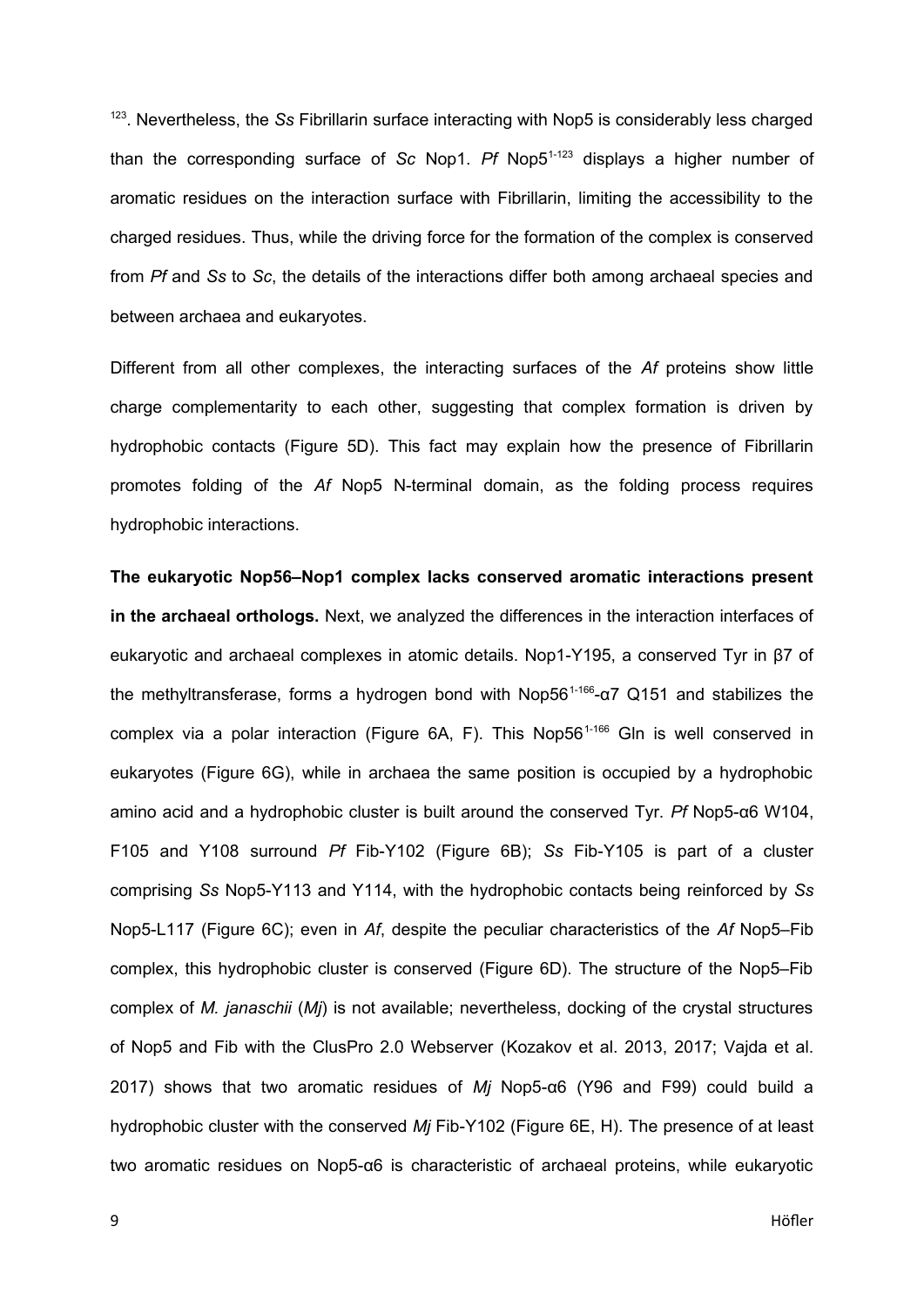[123]. Nevertheless, the *Ss* Fibrillarin surface interacting with Nop5 is considerably less charged than the corresponding surface of *Sc* Nop1. *Pf* Nop5$^{1\text{-}123}$ displays a higher number of aromatic residues on the interaction surface with Fibrillarin, limiting the accessibility to the charged residues. Thus, while the driving force for the formation of the complex is conserved from *Pf* and *Ss* to *Sc*, the details of the interactions differ both among archaeal species and between archaea and eukaryotes.

Different from all other complexes, the interacting surfaces of the *Af* proteins show little charge complementarity to each other, suggesting that complex formation is driven by hydrophobic contacts (Figure 5D). This fact may explain how the presence of Fibrillarin promotes folding of the *Af* Nop5 N-terminal domain, as the folding process requires hydrophobic interactions.

**The eukaryotic Nop56–Nop1 complex lacks conserved aromatic interactions present in the archaeal orthologs.** Next, we analyzed the differences in the interaction interfaces of eukaryotic and archaeal complexes in atomic details. Nop1-Y195, a conserved Tyr in β7 of the methyltransferase, forms a hydrogen bond with Nop56$^{1\text{-}166}$-α7 Q151 and stabilizes the complex via a polar interaction (Figure 6A, F). This Nop56$^{1\text{-}166}$ Gln is well conserved in eukaryotes (Figure 6G), while in archaea the same position is occupied by a hydrophobic amino acid and a hydrophobic cluster is built around the conserved Tyr. *Pf* Nop5-α6 W104, F105 and Y108 surround *Pf* Fib-Y102 (Figure 6B); *Ss* Fib-Y105 is part of a cluster comprising *Ss* Nop5-Y113 and Y114, with the hydrophobic contacts being reinforced by *Ss* Nop5-L117 (Figure 6C); even in *Af*, despite the peculiar characteristics of the *Af* Nop5–Fib complex, this hydrophobic cluster is conserved (Figure 6D). The structure of the Nop5–Fib complex of *M. janaschii* (*Mj*) is not available; nevertheless, docking of the crystal structures of Nop5 and Fib with the ClusPro 2.0 Webserver (Kozakov et al. 2013, 2017; Vajda et al. 2017) shows that two aromatic residues of *Mj* Nop5-α6 (Y96 and F99) could build a hydrophobic cluster with the conserved *Mj* Fib-Y102 (Figure 6E, H). The presence of at least two aromatic residues on Nop5-α6 is characteristic of archaeal proteins, while eukaryotic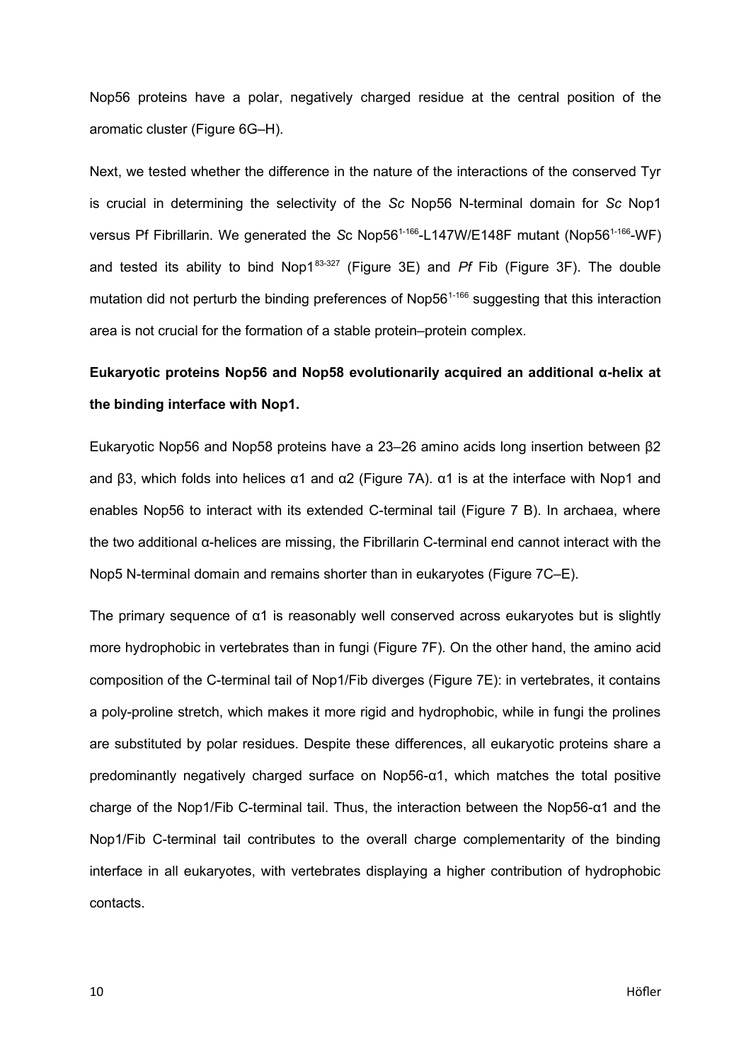Nop56 proteins have a polar, negatively charged residue at the central position of the aromatic cluster (Figure 6G–H).

Next, we tested whether the difference in the nature of the interactions of the conserved Tyr is crucial in determining the selectivity of the *Sc* Nop56 N-terminal domain for *Sc* Nop1 versus Pf Fibrillarin. We generated the *S*c Nop56$^{1\text{-}166}$-L147W/E148F mutant (Nop56$^{1\text{-}166}$-WF) and tested its ability to bind Nop1$^{83\text{-}327}$ (Figure 3E) and *Pf* Fib (Figure 3F). The double mutation did not perturb the binding preferences of Nop56$^{1\text{-}166}$ suggesting that this interaction area is not crucial for the formation of a stable protein–protein complex.

**Eukaryotic proteins Nop56 and Nop58 evolutionarily acquired an additional α-helix at the binding interface with Nop1.**

Eukaryotic Nop56 and Nop58 proteins have a 23–26 amino acids long insertion between β2 and β3, which folds into helices α1 and α2 (Figure 7A). α1 is at the interface with Nop1 and enables Nop56 to interact with its extended C-terminal tail (Figure 7 B). In archaea, where the two additional α-helices are missing, the Fibrillarin C-terminal end cannot interact with the Nop5 N-terminal domain and remains shorter than in eukaryotes (Figure 7C–E).

The primary sequence of α1 is reasonably well conserved across eukaryotes but is slightly more hydrophobic in vertebrates than in fungi (Figure 7F). On the other hand, the amino acid composition of the C-terminal tail of Nop1/Fib diverges (Figure 7E): in vertebrates, it contains a poly-proline stretch, which makes it more rigid and hydrophobic, while in fungi the prolines are substituted by polar residues. Despite these differences, all eukaryotic proteins share a predominantly negatively charged surface on Nop56-α1, which matches the total positive charge of the Nop1/Fib C-terminal tail. Thus, the interaction between the Nop56-α1 and the Nop1/Fib C-terminal tail contributes to the overall charge complementarity of the binding interface in all eukaryotes, with vertebrates displaying a higher contribution of hydrophobic contacts.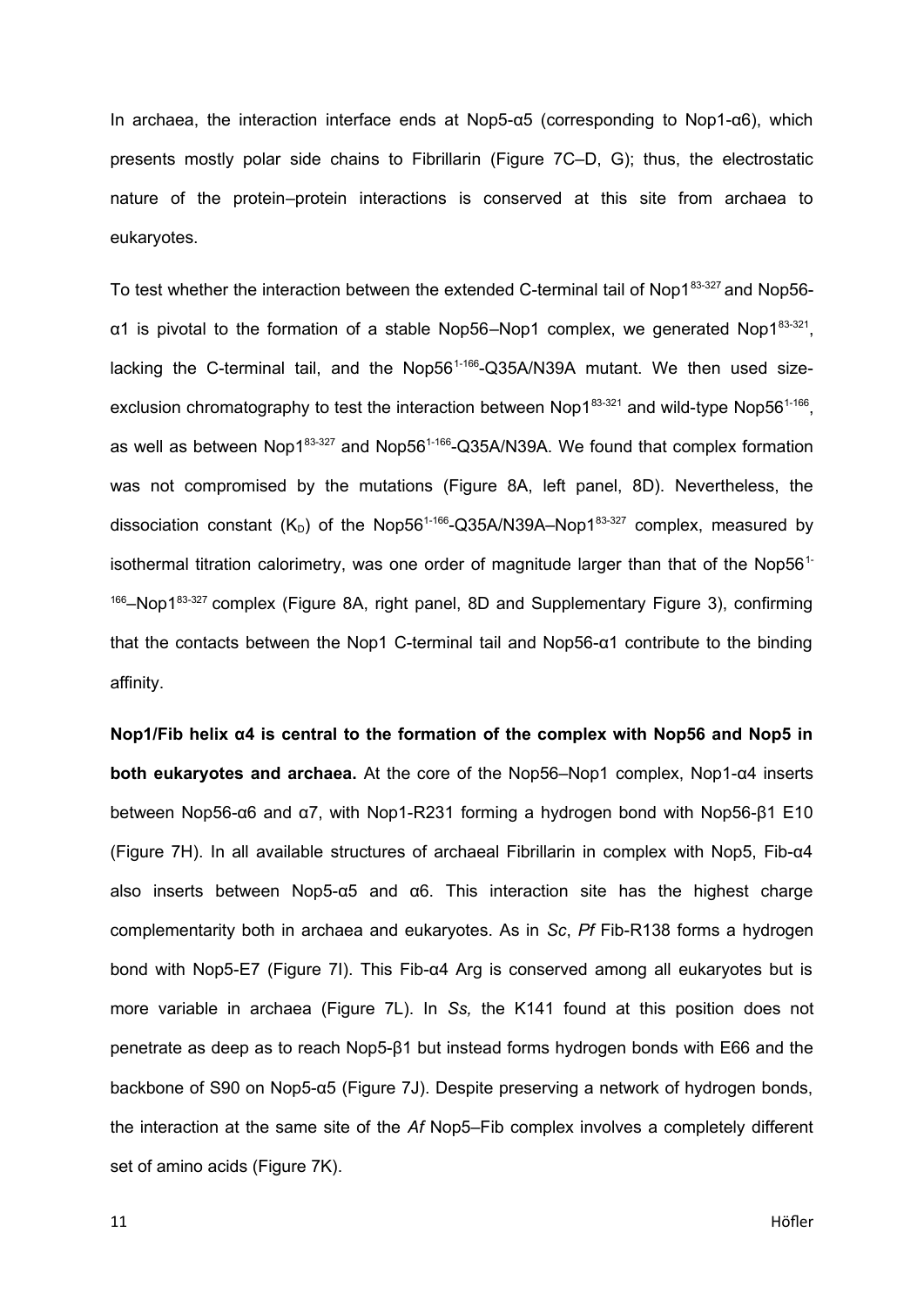In archaea, the interaction interface ends at Nop5-α5 (corresponding to Nop1-α6), which presents mostly polar side chains to Fibrillarin (Figure 7C–D, G); thus, the electrostatic nature of the protein–protein interactions is conserved at this site from archaea to eukaryotes.

To test whether the interaction between the extended C-terminal tail of $Nop1^{83\text{-}327}$ and Nop56-α1 is pivotal to the formation of a stable Nop56–Nop1 complex, we generated $Nop1^{83\text{-}321}$, lacking the C-terminal tail, and the $Nop56^{1\text{-}166}$-Q35A/N39A mutant. We then used size-exclusion chromatography to test the interaction between $Nop1^{83\text{-}321}$ and wild-type $Nop56^{1\text{-}166}$, as well as between $Nop1^{83\text{-}327}$ and $Nop56^{1\text{-}166}$-Q35A/N39A. We found that complex formation was not compromised by the mutations (Figure 8A, left panel, 8D). Nevertheless, the dissociation constant ($K_D$) of the $Nop56^{1\text{-}166}$-Q35A/N39A–$Nop1^{83\text{-}327}$ complex, measured by isothermal titration calorimetry, was one order of magnitude larger than that of the $Nop56^{1\text{-}166}$–$Nop1^{83\text{-}327}$ complex (Figure 8A, right panel, 8D and Supplementary Figure 3), confirming that the contacts between the Nop1 C-terminal tail and Nop56-α1 contribute to the binding affinity.

**Nop1/Fib helix α4 is central to the formation of the complex with Nop56 and Nop5 in both eukaryotes and archaea.** At the core of the Nop56–Nop1 complex, Nop1-α4 inserts between Nop56-α6 and α7, with Nop1-R231 forming a hydrogen bond with Nop56-β1 E10 (Figure 7H). In all available structures of archaeal Fibrillarin in complex with Nop5, Fib-α4 also inserts between Nop5-α5 and α6. This interaction site has the highest charge complementarity both in archaea and eukaryotes. As in *Sc*, *Pf* Fib-R138 forms a hydrogen bond with Nop5-E7 (Figure 7I). This Fib-α4 Arg is conserved among all eukaryotes but is more variable in archaea (Figure 7L). In *Ss,* the K141 found at this position does not penetrate as deep as to reach Nop5-β1 but instead forms hydrogen bonds with E66 and the backbone of S90 on Nop5-α5 (Figure 7J). Despite preserving a network of hydrogen bonds, the interaction at the same site of the *Af* Nop5–Fib complex involves a completely different set of amino acids (Figure 7K).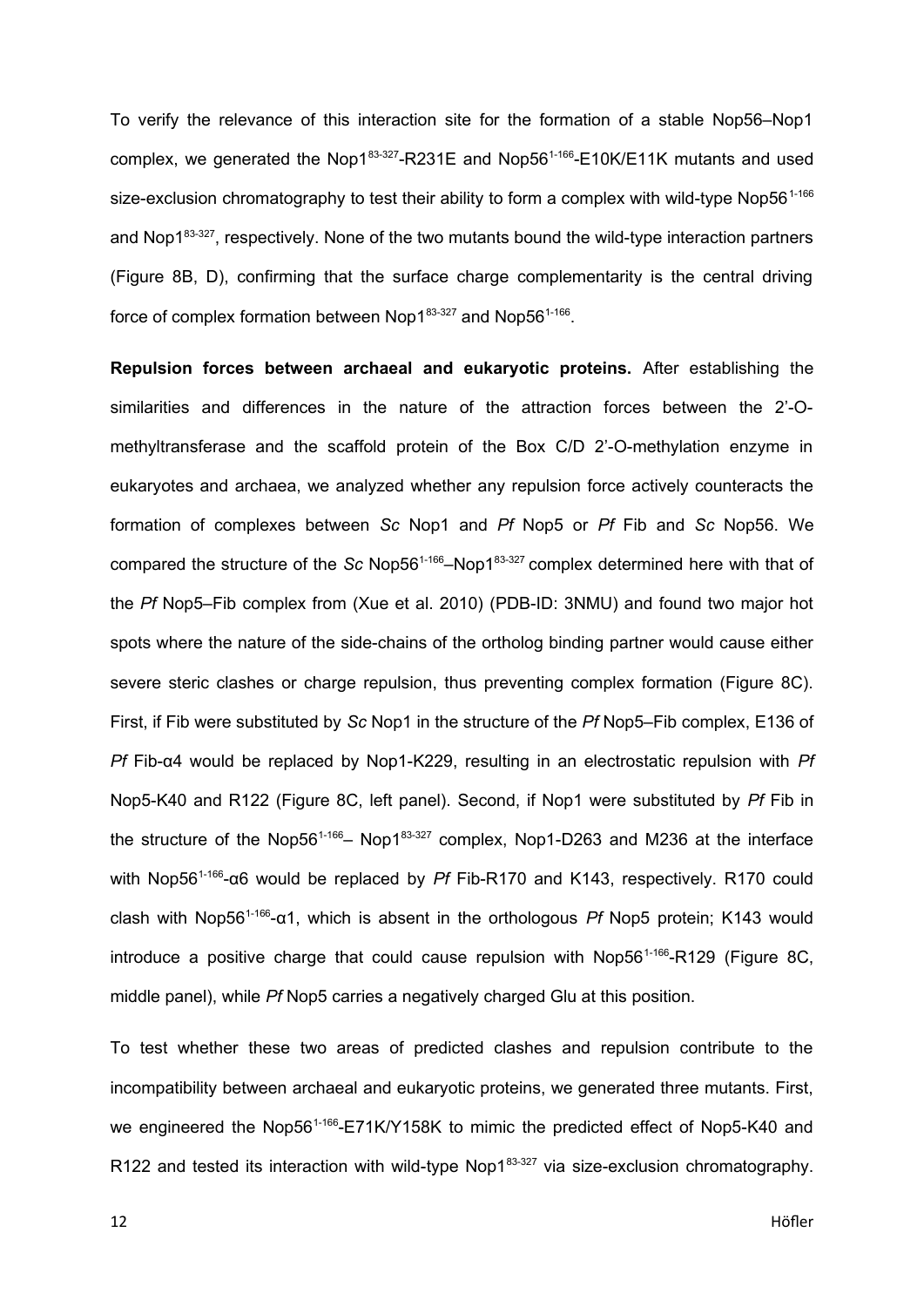To verify the relevance of this interaction site for the formation of a stable Nop56–Nop1 complex, we generated the Nop1$^{83\text{-}327}$-R231E and Nop56$^{1\text{-}166}$-E10K/E11K mutants and used size-exclusion chromatography to test their ability to form a complex with wild-type Nop56$^{1\text{-}166}$ and Nop1$^{83\text{-}327}$, respectively. None of the two mutants bound the wild-type interaction partners (Figure 8B, D), confirming that the surface charge complementarity is the central driving force of complex formation between Nop1$^{83\text{-}327}$ and Nop56$^{1\text{-}166}$.

**Repulsion forces between archaeal and eukaryotic proteins.** After establishing the similarities and differences in the nature of the attraction forces between the 2'-O-methyltransferase and the scaffold protein of the Box C/D 2'-O-methylation enzyme in eukaryotes and archaea, we analyzed whether any repulsion force actively counteracts the formation of complexes between *Sc* Nop1 and *Pf* Nop5 or *Pf* Fib and *Sc* Nop56. We compared the structure of the *Sc* Nop56$^{1\text{-}166}$–Nop1$^{83\text{-}327}$ complex determined here with that of the *Pf* Nop5–Fib complex from (Xue et al. 2010) (PDB-ID: 3NMU) and found two major hot spots where the nature of the side-chains of the ortholog binding partner would cause either severe steric clashes or charge repulsion, thus preventing complex formation (Figure 8C). First, if Fib were substituted by *Sc* Nop1 in the structure of the *Pf* Nop5–Fib complex, E136 of *Pf* Fib-α4 would be replaced by Nop1-K229, resulting in an electrostatic repulsion with *Pf* Nop5-K40 and R122 (Figure 8C, left panel). Second, if Nop1 were substituted by *Pf* Fib in the structure of the Nop56$^{1\text{-}166}$– Nop1$^{83\text{-}327}$ complex, Nop1-D263 and M236 at the interface with Nop56$^{1\text{-}166}$-α6 would be replaced by *Pf* Fib-R170 and K143, respectively. R170 could clash with Nop56$^{1\text{-}166}$-α1, which is absent in the orthologous *Pf* Nop5 protein; K143 would introduce a positive charge that could cause repulsion with Nop56$^{1\text{-}166}$-R129 (Figure 8C, middle panel), while *Pf* Nop5 carries a negatively charged Glu at this position.

To test whether these two areas of predicted clashes and repulsion contribute to the incompatibility between archaeal and eukaryotic proteins, we generated three mutants. First, we engineered the Nop56$^{1\text{-}166}$-E71K/Y158K to mimic the predicted effect of Nop5-K40 and R122 and tested its interaction with wild-type Nop1$^{83\text{-}327}$ via size-exclusion chromatography.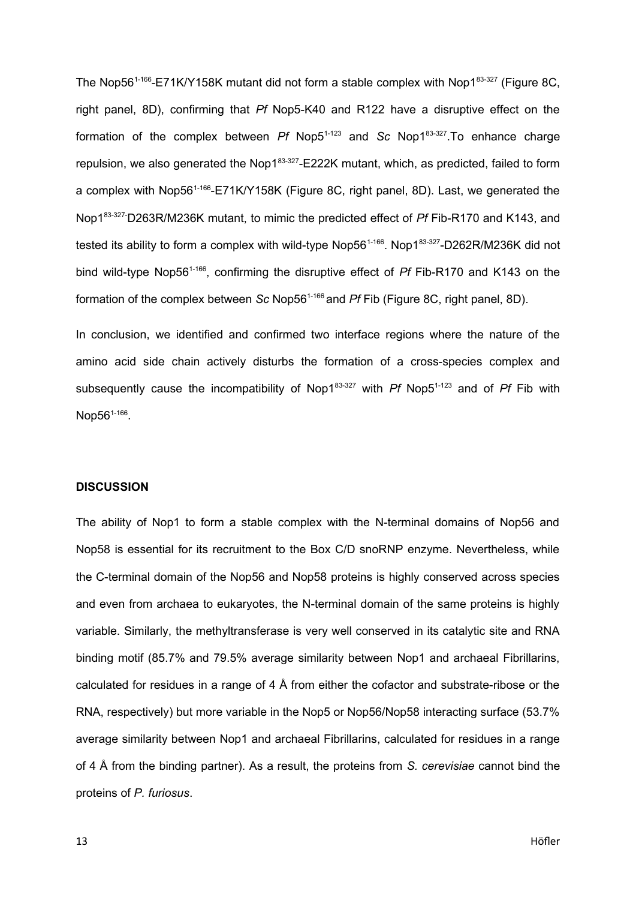The Nop56$^{1-166}$-E71K/Y158K mutant did not form a stable complex with Nop1$^{83-327}$ (Figure 8C, right panel, 8D), confirming that *Pf* Nop5-K40 and R122 have a disruptive effect on the formation of the complex between *Pf* Nop5$^{1-123}$ and *Sc* Nop1$^{83-327}$.To enhance charge repulsion, we also generated the Nop1$^{83-327}$-E222K mutant, which, as predicted, failed to form a complex with Nop56$^{1-166}$-E71K/Y158K (Figure 8C, right panel, 8D). Last, we generated the Nop1$^{83-327-}$D263R/M236K mutant, to mimic the predicted effect of *Pf* Fib-R170 and K143, and tested its ability to form a complex with wild-type Nop56$^{1-166}$. Nop1$^{83-327}$-D262R/M236K did not bind wild-type Nop56$^{1-166}$, confirming the disruptive effect of *Pf* Fib-R170 and K143 on the formation of the complex between *Sc* Nop56$^{1-166}$ and *Pf* Fib (Figure 8C, right panel, 8D).

In conclusion, we identified and confirmed two interface regions where the nature of the amino acid side chain actively disturbs the formation of a cross-species complex and subsequently cause the incompatibility of Nop1$^{83-327}$ with *Pf* Nop5$^{1-123}$ and of *Pf* Fib with Nop56$^{1-166}$.

## DISCUSSION

The ability of Nop1 to form a stable complex with the N-terminal domains of Nop56 and Nop58 is essential for its recruitment to the Box C/D snoRNP enzyme. Nevertheless, while the C-terminal domain of the Nop56 and Nop58 proteins is highly conserved across species and even from archaea to eukaryotes, the N-terminal domain of the same proteins is highly variable. Similarly, the methyltransferase is very well conserved in its catalytic site and RNA binding motif (85.7% and 79.5% average similarity between Nop1 and archaeal Fibrillarins, calculated for residues in a range of 4 Å from either the cofactor and substrate-ribose or the RNA, respectively) but more variable in the Nop5 or Nop56/Nop58 interacting surface (53.7% average similarity between Nop1 and archaeal Fibrillarins, calculated for residues in a range of 4 Å from the binding partner). As a result, the proteins from *S. cerevisiae* cannot bind the proteins of *P. furiosus*.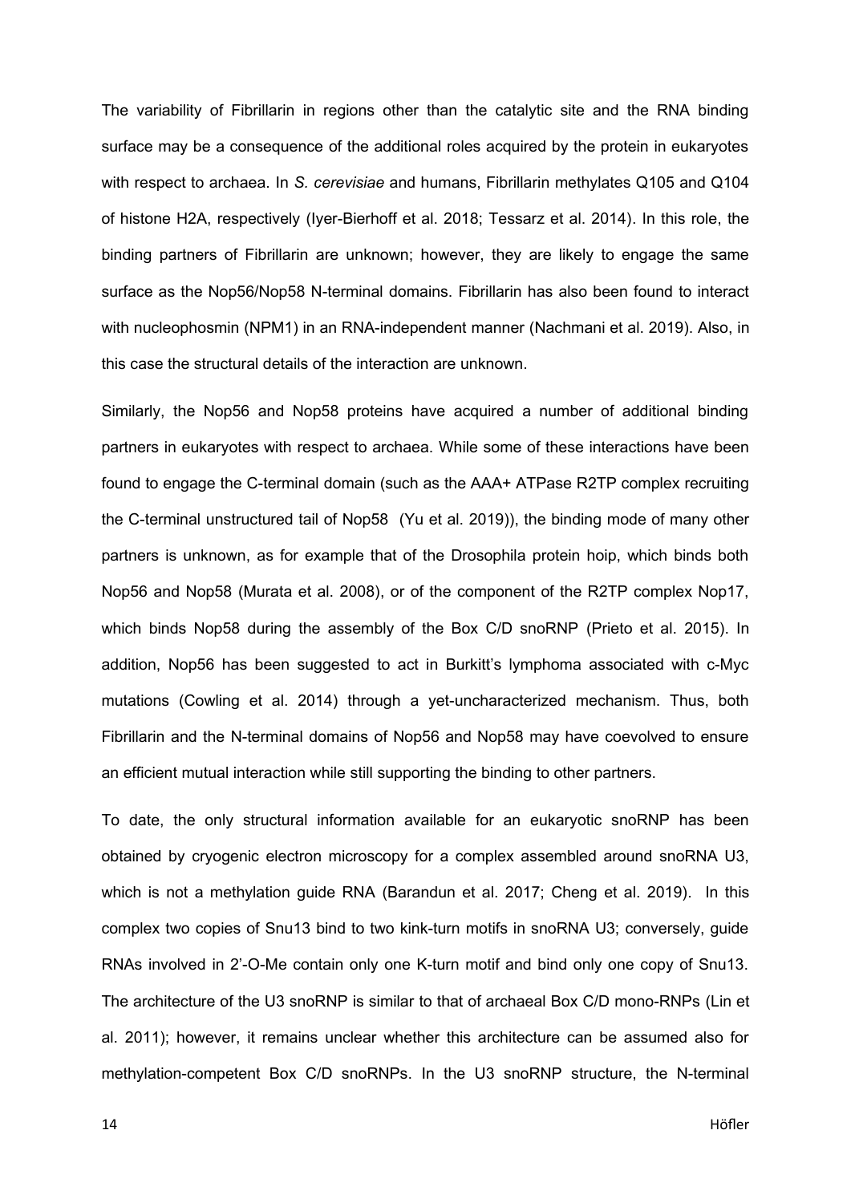The variability of Fibrillarin in regions other than the catalytic site and the RNA binding surface may be a consequence of the additional roles acquired by the protein in eukaryotes with respect to archaea. In *S. cerevisiae* and humans, Fibrillarin methylates Q105 and Q104 of histone H2A, respectively (Iyer-Bierhoff et al. 2018; Tessarz et al. 2014). In this role, the binding partners of Fibrillarin are unknown; however, they are likely to engage the same surface as the Nop56/Nop58 N-terminal domains. Fibrillarin has also been found to interact with nucleophosmin (NPM1) in an RNA-independent manner (Nachmani et al. 2019). Also, in this case the structural details of the interaction are unknown.

Similarly, the Nop56 and Nop58 proteins have acquired a number of additional binding partners in eukaryotes with respect to archaea. While some of these interactions have been found to engage the C-terminal domain (such as the AAA+ ATPase R2TP complex recruiting the C-terminal unstructured tail of Nop58 (Yu et al. 2019)), the binding mode of many other partners is unknown, as for example that of the Drosophila protein hoip, which binds both Nop56 and Nop58 (Murata et al. 2008), or of the component of the R2TP complex Nop17, which binds Nop58 during the assembly of the Box C/D snoRNP (Prieto et al. 2015). In addition, Nop56 has been suggested to act in Burkitt's lymphoma associated with c-Myc mutations (Cowling et al. 2014) through a yet-uncharacterized mechanism. Thus, both Fibrillarin and the N-terminal domains of Nop56 and Nop58 may have coevolved to ensure an efficient mutual interaction while still supporting the binding to other partners.

To date, the only structural information available for an eukaryotic snoRNP has been obtained by cryogenic electron microscopy for a complex assembled around snoRNA U3, which is not a methylation guide RNA (Barandun et al. 2017; Cheng et al. 2019). In this complex two copies of Snu13 bind to two kink-turn motifs in snoRNA U3; conversely, guide RNAs involved in 2'-O-Me contain only one K-turn motif and bind only one copy of Snu13. The architecture of the U3 snoRNP is similar to that of archaeal Box C/D mono-RNPs (Lin et al. 2011); however, it remains unclear whether this architecture can be assumed also for methylation-competent Box C/D snoRNPs. In the U3 snoRNP structure, the N-terminal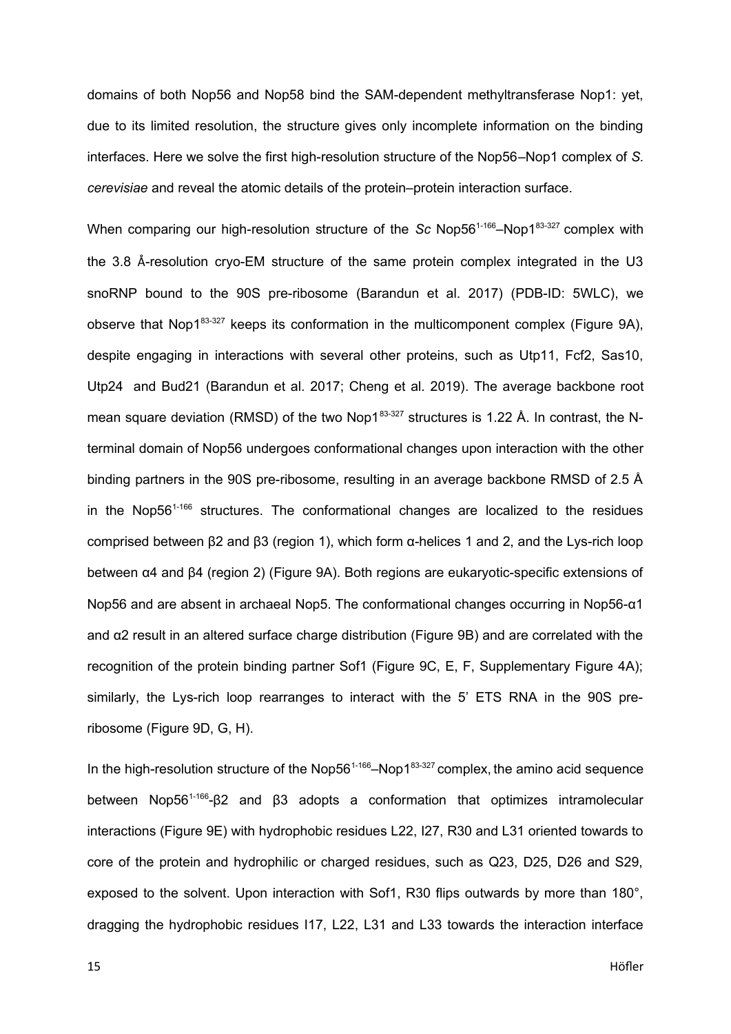domains of both Nop56 and Nop58 bind the SAM-dependent methyltransferase Nop1: yet, due to its limited resolution, the structure gives only incomplete information on the binding interfaces. Here we solve the first high-resolution structure of the Nop56–Nop1 complex of *S. cerevisiae* and reveal the atomic details of the protein–protein interaction surface.

When comparing our high-resolution structure of the *Sc* Nop56$^{1\text{-}166}$–Nop1$^{83\text{-}327}$ complex with the 3.8 Å-resolution cryo-EM structure of the same protein complex integrated in the U3 snoRNP bound to the 90S pre-ribosome (Barandun et al. 2017) (PDB-ID: 5WLC), we observe that Nop1$^{83\text{-}327}$ keeps its conformation in the multicomponent complex (Figure 9A), despite engaging in interactions with several other proteins, such as Utp11, Fcf2, Sas10, Utp24 and Bud21 (Barandun et al. 2017; Cheng et al. 2019). The average backbone root mean square deviation (RMSD) of the two Nop1$^{83\text{-}327}$ structures is 1.22 Å. In contrast, the N-terminal domain of Nop56 undergoes conformational changes upon interaction with the other binding partners in the 90S pre-ribosome, resulting in an average backbone RMSD of 2.5 Å in the Nop56$^{1\text{-}166}$ structures. The conformational changes are localized to the residues comprised between β2 and β3 (region 1), which form α-helices 1 and 2, and the Lys-rich loop between α4 and β4 (region 2) (Figure 9A). Both regions are eukaryotic-specific extensions of Nop56 and are absent in archaeal Nop5. The conformational changes occurring in Nop56-α1 and α2 result in an altered surface charge distribution (Figure 9B) and are correlated with the recognition of the protein binding partner Sof1 (Figure 9C, E, F, Supplementary Figure 4A); similarly, the Lys-rich loop rearranges to interact with the 5' ETS RNA in the 90S pre-ribosome (Figure 9D, G, H).

In the high-resolution structure of the Nop56$^{1\text{-}166}$–Nop1$^{83\text{-}327}$ complex, the amino acid sequence between Nop56$^{1\text{-}166}$-β2 and β3 adopts a conformation that optimizes intramolecular interactions (Figure 9E) with hydrophobic residues L22, I27, R30 and L31 oriented towards to core of the protein and hydrophilic or charged residues, such as Q23, D25, D26 and S29, exposed to the solvent. Upon interaction with Sof1, R30 flips outwards by more than 180°, dragging the hydrophobic residues I17, L22, L31 and L33 towards the interaction interface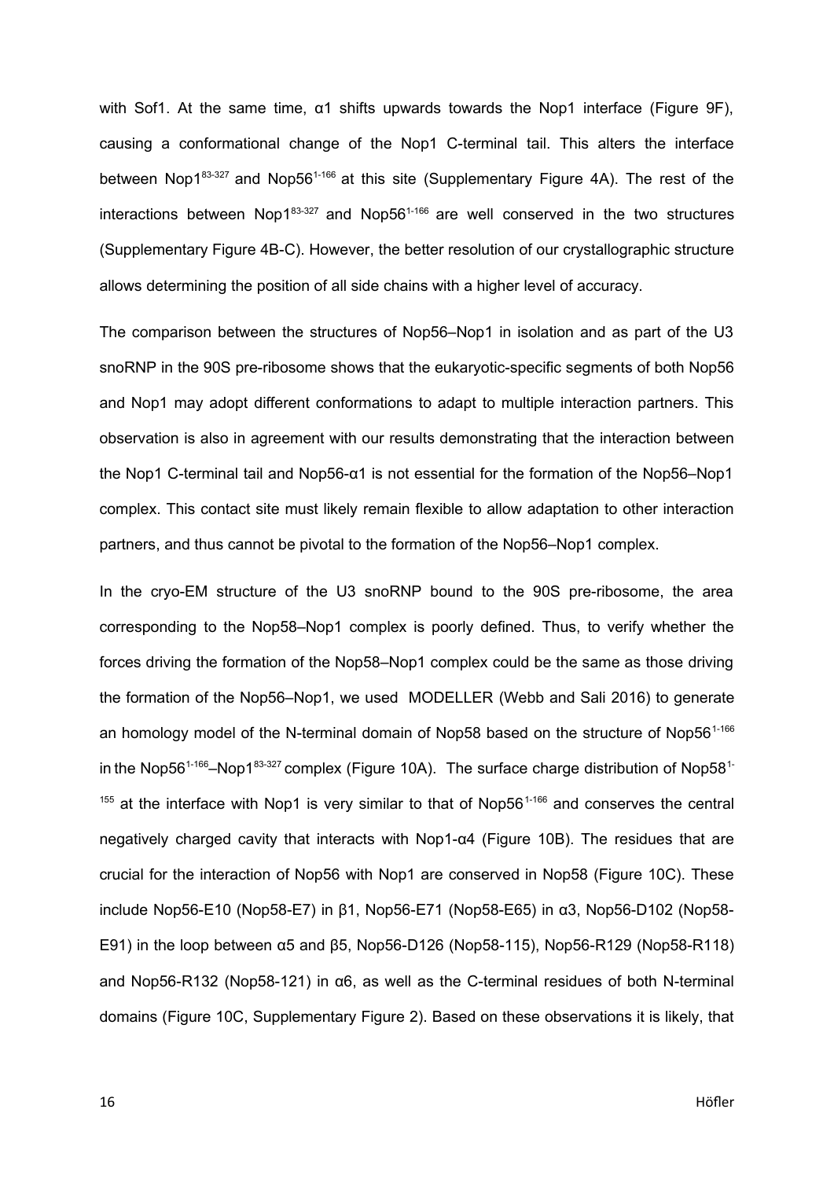with Sof1. At the same time, α1 shifts upwards towards the Nop1 interface (Figure 9F), causing a conformational change of the Nop1 C-terminal tail. This alters the interface between Nop1$^{83-327}$ and Nop56$^{1-166}$ at this site (Supplementary Figure 4A). The rest of the interactions between Nop1$^{83-327}$ and Nop56$^{1-166}$ are well conserved in the two structures (Supplementary Figure 4B-C). However, the better resolution of our crystallographic structure allows determining the position of all side chains with a higher level of accuracy.

The comparison between the structures of Nop56–Nop1 in isolation and as part of the U3 snoRNP in the 90S pre-ribosome shows that the eukaryotic-specific segments of both Nop56 and Nop1 may adopt different conformations to adapt to multiple interaction partners. This observation is also in agreement with our results demonstrating that the interaction between the Nop1 C-terminal tail and Nop56-α1 is not essential for the formation of the Nop56–Nop1 complex. This contact site must likely remain flexible to allow adaptation to other interaction partners, and thus cannot be pivotal to the formation of the Nop56–Nop1 complex.

In the cryo-EM structure of the U3 snoRNP bound to the 90S pre-ribosome, the area corresponding to the Nop58–Nop1 complex is poorly defined. Thus, to verify whether the forces driving the formation of the Nop58–Nop1 complex could be the same as those driving the formation of the Nop56–Nop1, we used MODELLER (Webb and Sali 2016) to generate an homology model of the N-terminal domain of Nop58 based on the structure of Nop56$^{1-166}$ in the Nop56$^{1-166}$–Nop1$^{83-327}$ complex (Figure 10A). The surface charge distribution of Nop58$^{1-155}$ at the interface with Nop1 is very similar to that of Nop56$^{1-166}$ and conserves the central negatively charged cavity that interacts with Nop1-α4 (Figure 10B). The residues that are crucial for the interaction of Nop56 with Nop1 are conserved in Nop58 (Figure 10C). These include Nop56-E10 (Nop58-E7) in β1, Nop56-E71 (Nop58-E65) in α3, Nop56-D102 (Nop58-E91) in the loop between α5 and β5, Nop56-D126 (Nop58-115), Nop56-R129 (Nop58-R118) and Nop56-R132 (Nop58-121) in α6, as well as the C-terminal residues of both N-terminal domains (Figure 10C, Supplementary Figure 2). Based on these observations it is likely, that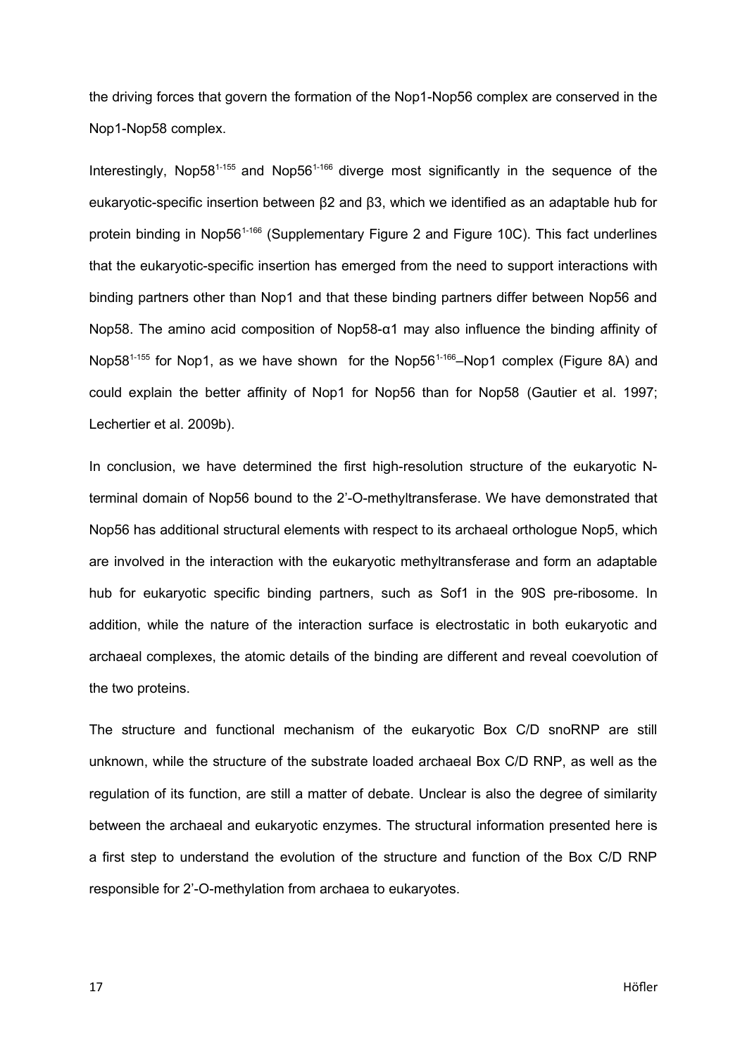the driving forces that govern the formation of the Nop1-Nop56 complex are conserved in the Nop1-Nop58 complex.

Interestingly, Nop58$^{1-155}$ and Nop56$^{1-166}$ diverge most significantly in the sequence of the eukaryotic-specific insertion between β2 and β3, which we identified as an adaptable hub for protein binding in Nop56$^{1-166}$ (Supplementary Figure 2 and Figure 10C). This fact underlines that the eukaryotic-specific insertion has emerged from the need to support interactions with binding partners other than Nop1 and that these binding partners differ between Nop56 and Nop58. The amino acid composition of Nop58-α1 may also influence the binding affinity of Nop58$^{1-155}$ for Nop1, as we have shown for the Nop56$^{1-166}$–Nop1 complex (Figure 8A) and could explain the better affinity of Nop1 for Nop56 than for Nop58 (Gautier et al. 1997; Lechertier et al. 2009b).

In conclusion, we have determined the first high-resolution structure of the eukaryotic N-terminal domain of Nop56 bound to the 2'-O-methyltransferase. We have demonstrated that Nop56 has additional structural elements with respect to its archaeal orthologue Nop5, which are involved in the interaction with the eukaryotic methyltransferase and form an adaptable hub for eukaryotic specific binding partners, such as Sof1 in the 90S pre-ribosome. In addition, while the nature of the interaction surface is electrostatic in both eukaryotic and archaeal complexes, the atomic details of the binding are different and reveal coevolution of the two proteins.

The structure and functional mechanism of the eukaryotic Box C/D snoRNP are still unknown, while the structure of the substrate loaded archaeal Box C/D RNP, as well as the regulation of its function, are still a matter of debate. Unclear is also the degree of similarity between the archaeal and eukaryotic enzymes. The structural information presented here is a first step to understand the evolution of the structure and function of the Box C/D RNP responsible for 2'-O-methylation from archaea to eukaryotes.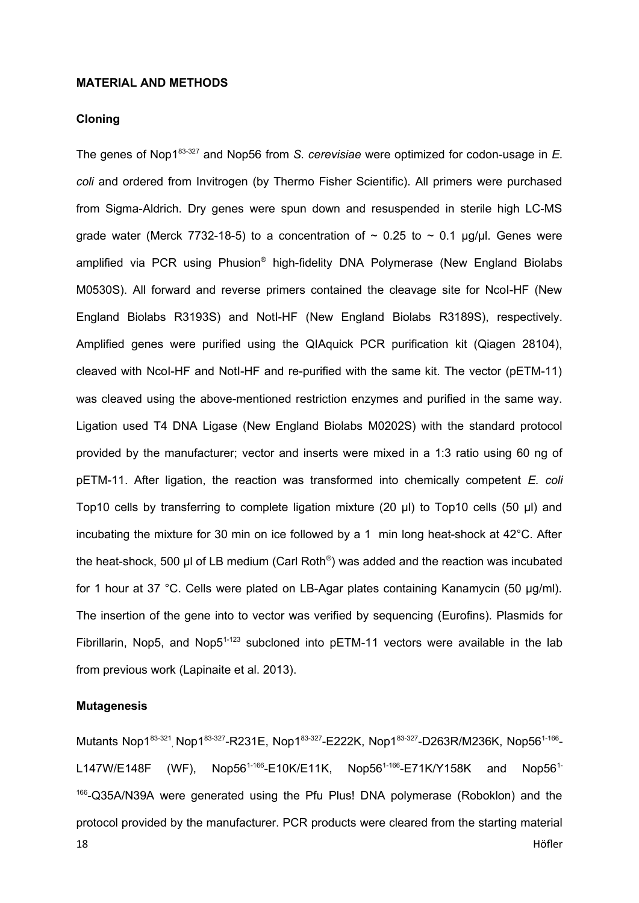## MATERIAL AND METHODS

### Cloning

The genes of Nop1$^{83\text{-}327}$ and Nop56 from *S. cerevisiae* were optimized for codon-usage in *E. coli* and ordered from Invitrogen (by Thermo Fisher Scientific). All primers were purchased from Sigma-Aldrich. Dry genes were spun down and resuspended in sterile high LC-MS grade water (Merck 7732-18-5) to a concentration of ~ 0.25 to ~ 0.1 µg/µl. Genes were amplified via PCR using Phusion® high-fidelity DNA Polymerase (New England Biolabs M0530S). All forward and reverse primers contained the cleavage site for NcoI-HF (New England Biolabs R3193S) and NotI-HF (New England Biolabs R3189S), respectively. Amplified genes were purified using the QIAquick PCR purification kit (Qiagen 28104), cleaved with NcoI-HF and NotI-HF and re-purified with the same kit. The vector (pETM-11) was cleaved using the above-mentioned restriction enzymes and purified in the same way. Ligation used T4 DNA Ligase (New England Biolabs M0202S) with the standard protocol provided by the manufacturer; vector and inserts were mixed in a 1:3 ratio using 60 ng of pETM-11. After ligation, the reaction was transformed into chemically competent *E. coli* Top10 cells by transferring to complete ligation mixture (20 µl) to Top10 cells (50 µl) and incubating the mixture for 30 min on ice followed by a 1 min long heat-shock at 42°C. After the heat-shock, 500 µl of LB medium (Carl Roth®) was added and the reaction was incubated for 1 hour at 37 °C. Cells were plated on LB-Agar plates containing Kanamycin (50 µg/ml). The insertion of the gene into to vector was verified by sequencing (Eurofins). Plasmids for Fibrillarin, Nop5, and Nop5$^{1\text{-}123}$ subcloned into pETM-11 vectors were available in the lab from previous work (Lapinaite et al. 2013).

### Mutagenesis

Mutants Nop1$^{83\text{-}321}$, Nop1$^{83\text{-}327}$-R231E, Nop1$^{83\text{-}327}$-E222K, Nop1$^{83\text{-}327}$-D263R/M236K, Nop56$^{1\text{-}166}$-L147W/E148F (WF), Nop56$^{1\text{-}166}$-E10K/E11K, Nop56$^{1\text{-}166}$-E71K/Y158K and Nop56$^{1\text{-}166}$-Q35A/N39A were generated using the Pfu Plus! DNA polymerase (Roboklon) and the protocol provided by the manufacturer. PCR products were cleared from the starting material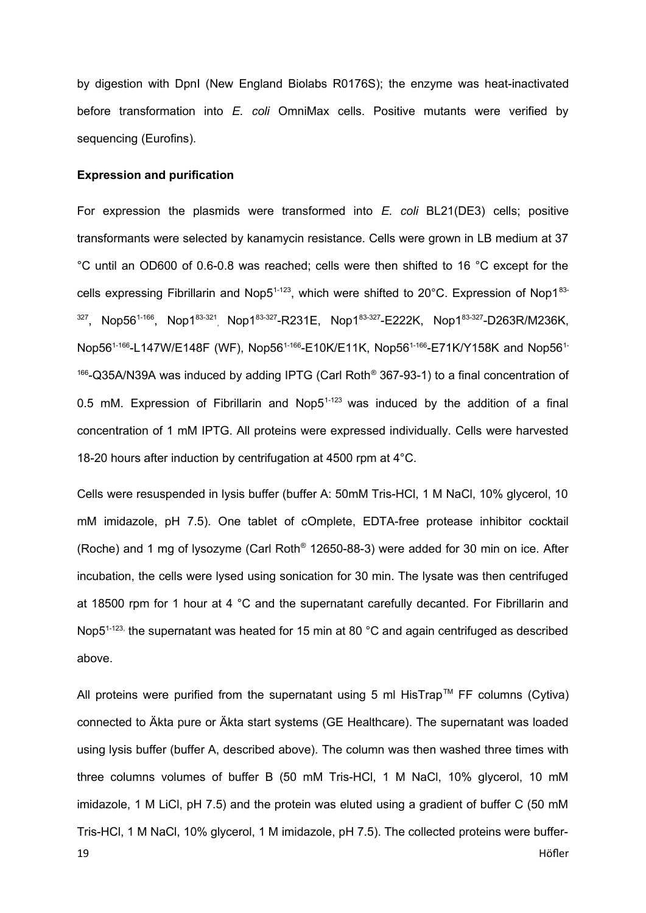by digestion with DpnI (New England Biolabs R0176S); the enzyme was heat-inactivated before transformation into *E. coli* OmniMax cells. Positive mutants were verified by sequencing (Eurofins).

**Expression and purification**

For expression the plasmids were transformed into *E. coli* BL21(DE3) cells; positive transformants were selected by kanamycin resistance. Cells were grown in LB medium at 37 °C until an OD600 of 0.6-0.8 was reached; cells were then shifted to 16 °C except for the cells expressing Fibrillarin and Nop5$^{1\text{-}123}$, which were shifted to 20°C. Expression of Nop1$^{83\text{-}327}$, Nop56$^{1\text{-}166}$, Nop1$^{83\text{-}321}$, Nop1$^{83\text{-}327}$-R231E, Nop1$^{83\text{-}327}$-E222K, Nop1$^{83\text{-}327}$-D263R/M236K, Nop56$^{1\text{-}166}$-L147W/E148F (WF), Nop56$^{1\text{-}166}$-E10K/E11K, Nop56$^{1\text{-}166}$-E71K/Y158K and Nop56$^{1\text{-}166}$-Q35A/N39A was induced by adding IPTG (Carl Roth® 367-93-1) to a final concentration of 0.5 mM. Expression of Fibrillarin and Nop5$^{1\text{-}123}$ was induced by the addition of a final concentration of 1 mM IPTG. All proteins were expressed individually. Cells were harvested 18-20 hours after induction by centrifugation at 4500 rpm at 4°C.

Cells were resuspended in lysis buffer (buffer A: 50mM Tris-HCl, 1 M NaCl, 10% glycerol, 10 mM imidazole, pH 7.5). One tablet of cOmplete, EDTA-free protease inhibitor cocktail (Roche) and 1 mg of lysozyme (Carl Roth® 12650-88-3) were added for 30 min on ice. After incubation, the cells were lysed using sonication for 30 min. The lysate was then centrifuged at 18500 rpm for 1 hour at 4 °C and the supernatant carefully decanted. For Fibrillarin and Nop5$^{1\text{-}123}$, the supernatant was heated for 15 min at 80 °C and again centrifuged as described above.

All proteins were purified from the supernatant using 5 ml HisTrap™ FF columns (Cytiva) connected to Äkta pure or Äkta start systems (GE Healthcare). The supernatant was loaded using lysis buffer (buffer A, described above). The column was then washed three times with three columns volumes of buffer B (50 mM Tris-HCl, 1 M NaCl, 10% glycerol, 10 mM imidazole, 1 M LiCl, pH 7.5) and the protein was eluted using a gradient of buffer C (50 mM Tris-HCl, 1 M NaCl, 10% glycerol, 1 M imidazole, pH 7.5). The collected proteins were buffer-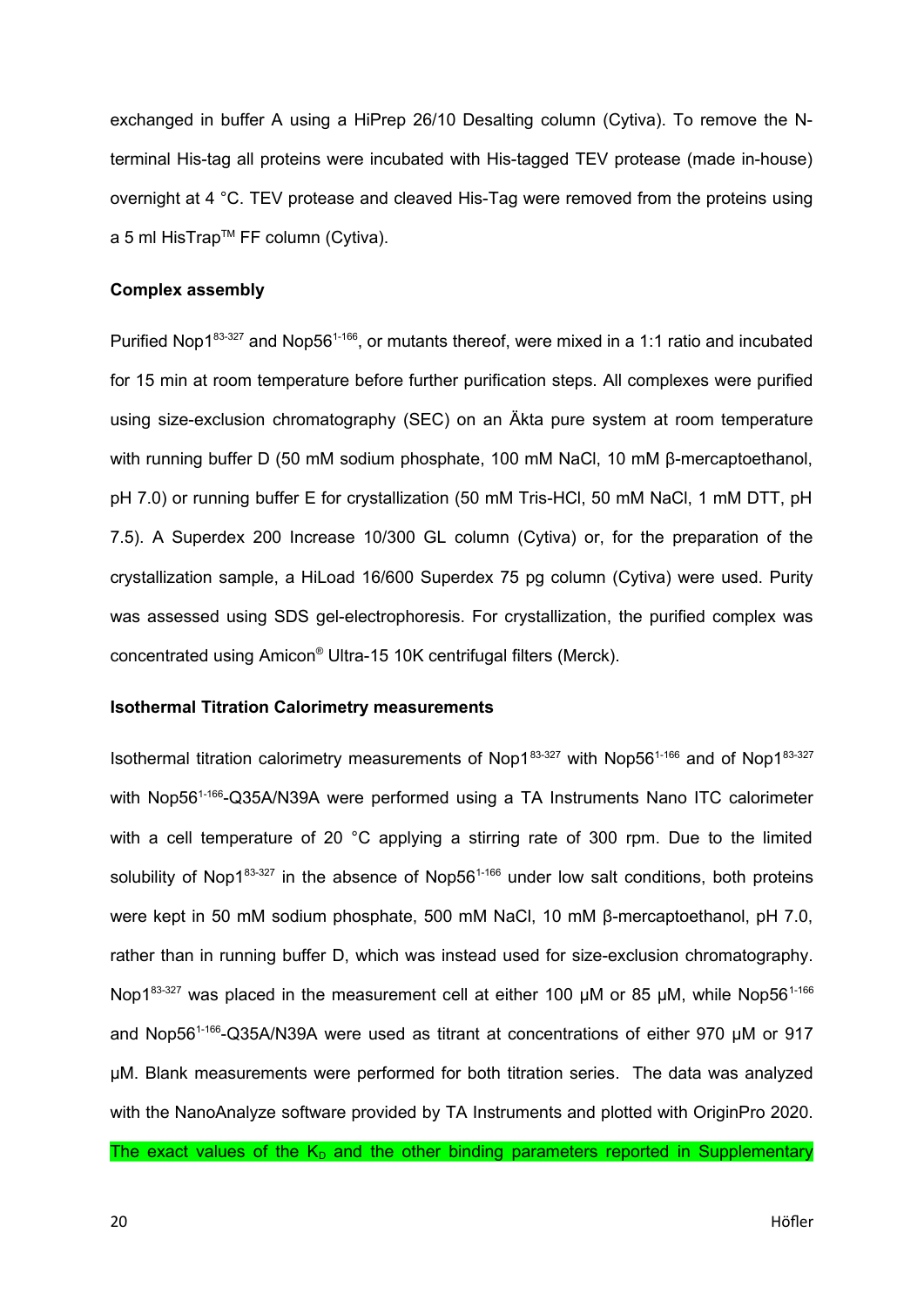exchanged in buffer A using a HiPrep 26/10 Desalting column (Cytiva). To remove the N-terminal His-tag all proteins were incubated with His-tagged TEV protease (made in-house) overnight at 4 °C. TEV protease and cleaved His-Tag were removed from the proteins using a 5 ml HisTrap™ FF column (Cytiva).

**Complex assembly**

Purified Nop1$^{83\text{-}327}$ and Nop56$^{1\text{-}166}$, or mutants thereof, were mixed in a 1:1 ratio and incubated for 15 min at room temperature before further purification steps. All complexes were purified using size-exclusion chromatography (SEC) on an Äkta pure system at room temperature with running buffer D (50 mM sodium phosphate, 100 mM NaCl, 10 mM β-mercaptoethanol, pH 7.0) or running buffer E for crystallization (50 mM Tris-HCl, 50 mM NaCl, 1 mM DTT, pH 7.5). A Superdex 200 Increase 10/300 GL column (Cytiva) or, for the preparation of the crystallization sample, a HiLoad 16/600 Superdex 75 pg column (Cytiva) were used. Purity was assessed using SDS gel-electrophoresis. For crystallization, the purified complex was concentrated using Amicon® Ultra-15 10K centrifugal filters (Merck).

**Isothermal Titration Calorimetry measurements**

Isothermal titration calorimetry measurements of Nop1$^{83\text{-}327}$ with Nop56$^{1\text{-}166}$ and of Nop1$^{83\text{-}327}$ with Nop56$^{1\text{-}166}$-Q35A/N39A were performed using a TA Instruments Nano ITC calorimeter with a cell temperature of 20 °C applying a stirring rate of 300 rpm. Due to the limited solubility of Nop1$^{83\text{-}327}$ in the absence of Nop56$^{1\text{-}166}$ under low salt conditions, both proteins were kept in 50 mM sodium phosphate, 500 mM NaCl, 10 mM β-mercaptoethanol, pH 7.0, rather than in running buffer D, which was instead used for size-exclusion chromatography. Nop1$^{83\text{-}327}$ was placed in the measurement cell at either 100 µM or 85 µM, while Nop56$^{1\text{-}166}$ and Nop56$^{1\text{-}166}$-Q35A/N39A were used as titrant at concentrations of either 970 µM or 917 µM. Blank measurements were performed for both titration series. The data was analyzed with the NanoAnalyze software provided by TA Instruments and plotted with OriginPro 2020. The exact values of the $K_D$ and the other binding parameters reported in Supplementary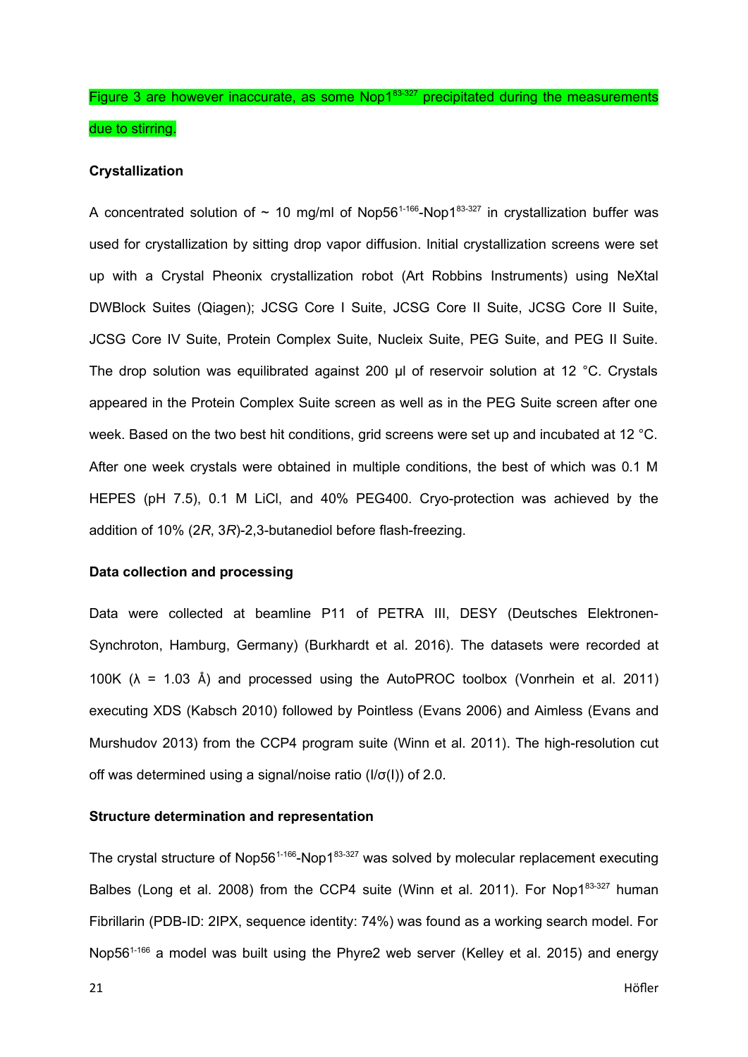Figure 3 are however inaccurate, as some Nop1$^{83\text{-}327}$ precipitated during the measurements due to stirring.

**Crystallization**

A concentrated solution of ~ 10 mg/ml of Nop56$^{1\text{-}166}$-Nop1$^{83\text{-}327}$ in crystallization buffer was used for crystallization by sitting drop vapor diffusion. Initial crystallization screens were set up with a Crystal Pheonix crystallization robot (Art Robbins Instruments) using NeXtal DWBlock Suites (Qiagen); JCSG Core I Suite, JCSG Core II Suite, JCSG Core II Suite, JCSG Core IV Suite, Protein Complex Suite, Nucleix Suite, PEG Suite, and PEG II Suite. The drop solution was equilibrated against 200 µl of reservoir solution at 12 °C. Crystals appeared in the Protein Complex Suite screen as well as in the PEG Suite screen after one week. Based on the two best hit conditions, grid screens were set up and incubated at 12 °C. After one week crystals were obtained in multiple conditions, the best of which was 0.1 M HEPES (pH 7.5), 0.1 M LiCl, and 40% PEG400. Cryo-protection was achieved by the addition of 10% (2*R*, 3*R*)-2,3-butanediol before flash-freezing.

**Data collection and processing**

Data were collected at beamline P11 of PETRA III, DESY (Deutsches Elektronen-Synchroton, Hamburg, Germany) (Burkhardt et al. 2016). The datasets were recorded at 100K ($\lambda$ = 1.03 Å) and processed using the AutoPROC toolbox (Vonrhein et al. 2011) executing XDS (Kabsch 2010) followed by Pointless (Evans 2006) and Aimless (Evans and Murshudov 2013) from the CCP4 program suite (Winn et al. 2011). The high-resolution cut off was determined using a signal/noise ratio ($I/\sigma(I)$) of 2.0.

**Structure determination and representation**

The crystal structure of Nop56$^{1\text{-}166}$-Nop1$^{83\text{-}327}$ was solved by molecular replacement executing Balbes (Long et al. 2008) from the CCP4 suite (Winn et al. 2011). For Nop1$^{83\text{-}327}$ human Fibrillarin (PDB-ID: 2IPX, sequence identity: 74%) was found as a working search model. For Nop56$^{1\text{-}166}$ a model was built using the Phyre2 web server (Kelley et al. 2015) and energy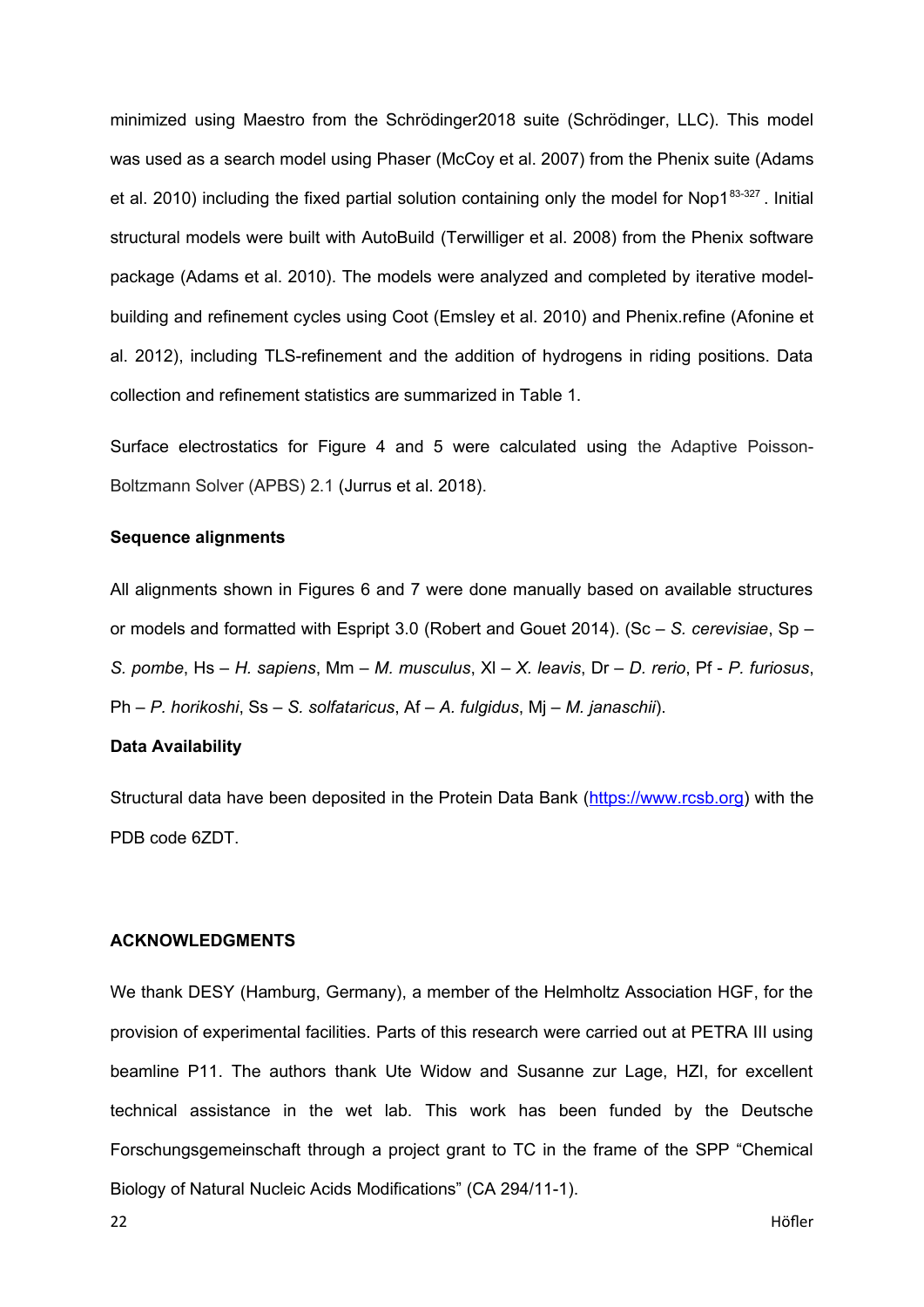minimized using Maestro from the Schrödinger2018 suite (Schrödinger, LLC). This model was used as a search model using Phaser (McCoy et al. 2007) from the Phenix suite (Adams et al. 2010) including the fixed partial solution containing only the model for Nop1$^{83\text{-}327}$. Initial structural models were built with AutoBuild (Terwilliger et al. 2008) from the Phenix software package (Adams et al. 2010). The models were analyzed and completed by iterative model-building and refinement cycles using Coot (Emsley et al. 2010) and Phenix.refine (Afonine et al. 2012), including TLS-refinement and the addition of hydrogens in riding positions. Data collection and refinement statistics are summarized in Table 1.

Surface electrostatics for Figure 4 and 5 were calculated using the Adaptive Poisson-Boltzmann Solver (APBS) 2.1 (Jurrus et al. 2018).

**Sequence alignments**

All alignments shown in Figures 6 and 7 were done manually based on available structures or models and formatted with Espript 3.0 (Robert and Gouet 2014). (Sc – *S. cerevisiae*, Sp – *S. pombe*, Hs – *H. sapiens*, Mm – *M. musculus*, Xl – *X. leavis*, Dr – *D. rerio*, Pf - *P. furiosus*, Ph – *P. horikoshi*, Ss – *S. solfataricus*, Af – *A. fulgidus*, Mj – *M. janaschii*).

**Data Availability**

Structural data have been deposited in the Protein Data Bank (https://www.rcsb.org) with the PDB code 6ZDT.

**ACKNOWLEDGMENTS**

We thank DESY (Hamburg, Germany), a member of the Helmholtz Association HGF, for the provision of experimental facilities. Parts of this research were carried out at PETRA III using beamline P11. The authors thank Ute Widow and Susanne zur Lage, HZI, for excellent technical assistance in the wet lab. This work has been funded by the Deutsche Forschungsgemeinschaft through a project grant to TC in the frame of the SPP "Chemical Biology of Natural Nucleic Acids Modifications" (CA 294/11-1).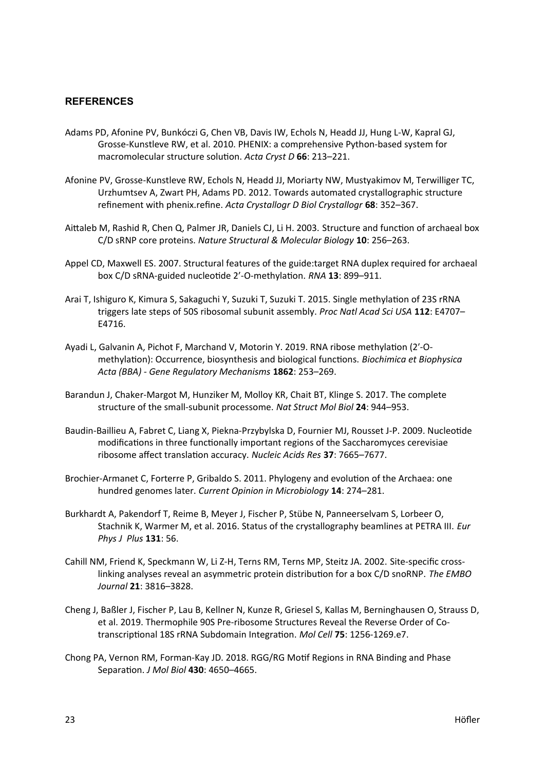## REFERENCES

Adams PD, Afonine PV, Bunkóczi G, Chen VB, Davis IW, Echols N, Headd JJ, Hung L-W, Kapral GJ, Grosse-Kunstleve RW, et al. 2010. PHENIX: a comprehensive Python-based system for macromolecular structure solution. *Acta Cryst D* **66**: 213–221.

Afonine PV, Grosse-Kunstleve RW, Echols N, Headd JJ, Moriarty NW, Mustyakimov M, Terwilliger TC, Urzhumtsev A, Zwart PH, Adams PD. 2012. Towards automated crystallographic structure refinement with phenix.refine. *Acta Crystallogr D Biol Crystallogr* **68**: 352–367.

Aittaleb M, Rashid R, Chen Q, Palmer JR, Daniels CJ, Li H. 2003. Structure and function of archaeal box C/D sRNP core proteins. *Nature Structural & Molecular Biology* **10**: 256–263.

Appel CD, Maxwell ES. 2007. Structural features of the guide:target RNA duplex required for archaeal box C/D sRNA-guided nucleotide 2'-O-methylation. *RNA* **13**: 899–911.

Arai T, Ishiguro K, Kimura S, Sakaguchi Y, Suzuki T, Suzuki T. 2015. Single methylation of 23S rRNA triggers late steps of 50S ribosomal subunit assembly. *Proc Natl Acad Sci USA* **112**: E4707–E4716.

Ayadi L, Galvanin A, Pichot F, Marchand V, Motorin Y. 2019. RNA ribose methylation (2'-O-methylation): Occurrence, biosynthesis and biological functions. *Biochimica et Biophysica Acta (BBA) - Gene Regulatory Mechanisms* **1862**: 253–269.

Barandun J, Chaker-Margot M, Hunziker M, Molloy KR, Chait BT, Klinge S. 2017. The complete structure of the small-subunit processome. *Nat Struct Mol Biol* **24**: 944–953.

Baudin-Baillieu A, Fabret C, Liang X, Piekna-Przybylska D, Fournier MJ, Rousset J-P. 2009. Nucleotide modifications in three functionally important regions of the Saccharomyces cerevisiae ribosome affect translation accuracy. *Nucleic Acids Res* **37**: 7665–7677.

Brochier-Armanet C, Forterre P, Gribaldo S. 2011. Phylogeny and evolution of the Archaea: one hundred genomes later. *Current Opinion in Microbiology* **14**: 274–281.

Burkhardt A, Pakendorf T, Reime B, Meyer J, Fischer P, Stübe N, Panneerselvam S, Lorbeer O, Stachnik K, Warmer M, et al. 2016. Status of the crystallography beamlines at PETRA III. *Eur Phys J Plus* **131**: 56.

Cahill NM, Friend K, Speckmann W, Li Z-H, Terns RM, Terns MP, Steitz JA. 2002. Site-specific cross-linking analyses reveal an asymmetric protein distribution for a box C/D snoRNP. *The EMBO Journal* **21**: 3816–3828.

Cheng J, Baßler J, Fischer P, Lau B, Kellner N, Kunze R, Griesel S, Kallas M, Berninghausen O, Strauss D, et al. 2019. Thermophile 90S Pre-ribosome Structures Reveal the Reverse Order of Co-transcriptional 18S rRNA Subdomain Integration. *Mol Cell* **75**: 1256-1269.e7.

Chong PA, Vernon RM, Forman-Kay JD. 2018. RGG/RG Motif Regions in RNA Binding and Phase Separation. *J Mol Biol* **430**: 4650–4665.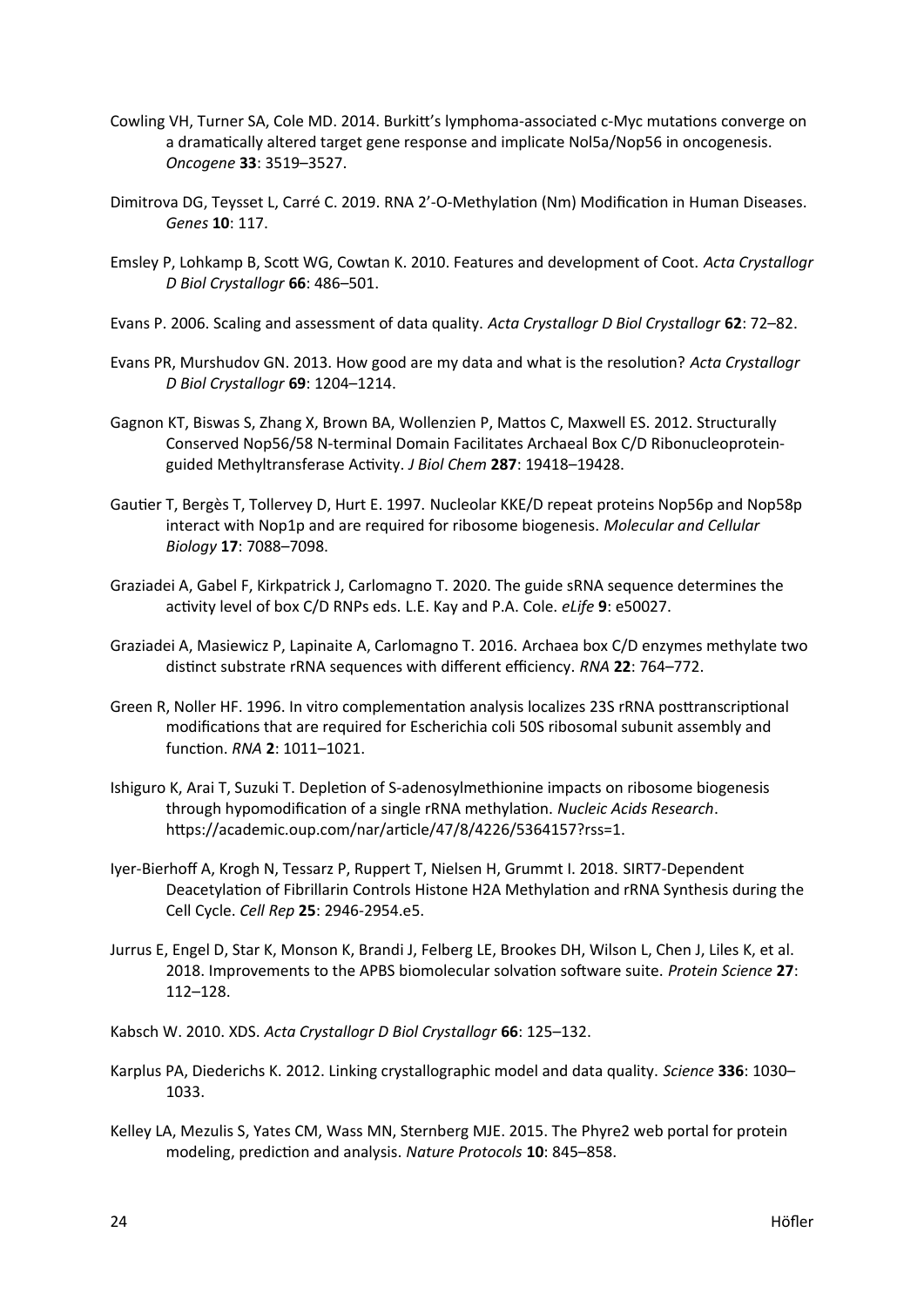Cowling VH, Turner SA, Cole MD. 2014. Burkitt's lymphoma-associated c-Myc mutations converge on a dramatically altered target gene response and implicate Nol5a/Nop56 in oncogenesis. *Oncogene* **33**: 3519–3527.

Dimitrova DG, Teysset L, Carré C. 2019. RNA 2'-O-Methylation (Nm) Modification in Human Diseases. *Genes* **10**: 117.

Emsley P, Lohkamp B, Scott WG, Cowtan K. 2010. Features and development of Coot. *Acta Crystallogr D Biol Crystallogr* **66**: 486–501.

Evans P. 2006. Scaling and assessment of data quality. *Acta Crystallogr D Biol Crystallogr* **62**: 72–82.

Evans PR, Murshudov GN. 2013. How good are my data and what is the resolution? *Acta Crystallogr D Biol Crystallogr* **69**: 1204–1214.

Gagnon KT, Biswas S, Zhang X, Brown BA, Wollenzien P, Mattos C, Maxwell ES. 2012. Structurally Conserved Nop56/58 N-terminal Domain Facilitates Archaeal Box C/D Ribonucleoprotein-guided Methyltransferase Activity. *J Biol Chem* **287**: 19418–19428.

Gautier T, Bergès T, Tollervey D, Hurt E. 1997. Nucleolar KKE/D repeat proteins Nop56p and Nop58p interact with Nop1p and are required for ribosome biogenesis. *Molecular and Cellular Biology* **17**: 7088–7098.

Graziadei A, Gabel F, Kirkpatrick J, Carlomagno T. 2020. The guide sRNA sequence determines the activity level of box C/D RNPs eds. L.E. Kay and P.A. Cole. *eLife* **9**: e50027.

Graziadei A, Masiewicz P, Lapinaite A, Carlomagno T. 2016. Archaea box C/D enzymes methylate two distinct substrate rRNA sequences with different efficiency. *RNA* **22**: 764–772.

Green R, Noller HF. 1996. In vitro complementation analysis localizes 23S rRNA posttranscriptional modifications that are required for Escherichia coli 50S ribosomal subunit assembly and function. *RNA* **2**: 1011–1021.

Ishiguro K, Arai T, Suzuki T. Depletion of S-adenosylmethionine impacts on ribosome biogenesis through hypomodification of a single rRNA methylation. *Nucleic Acids Research*. https://academic.oup.com/nar/article/47/8/4226/5364157?rss=1.

Iyer-Bierhoff A, Krogh N, Tessarz P, Ruppert T, Nielsen H, Grummt I. 2018. SIRT7-Dependent Deacetylation of Fibrillarin Controls Histone H2A Methylation and rRNA Synthesis during the Cell Cycle. *Cell Rep* **25**: 2946-2954.e5.

Jurrus E, Engel D, Star K, Monson K, Brandi J, Felberg LE, Brookes DH, Wilson L, Chen J, Liles K, et al. 2018. Improvements to the APBS biomolecular solvation software suite. *Protein Science* **27**: 112–128.

Kabsch W. 2010. XDS. *Acta Crystallogr D Biol Crystallogr* **66**: 125–132.

Karplus PA, Diederichs K. 2012. Linking crystallographic model and data quality. *Science* **336**: 1030–1033.

Kelley LA, Mezulis S, Yates CM, Wass MN, Sternberg MJE. 2015. The Phyre2 web portal for protein modeling, prediction and analysis. *Nature Protocols* **10**: 845–858.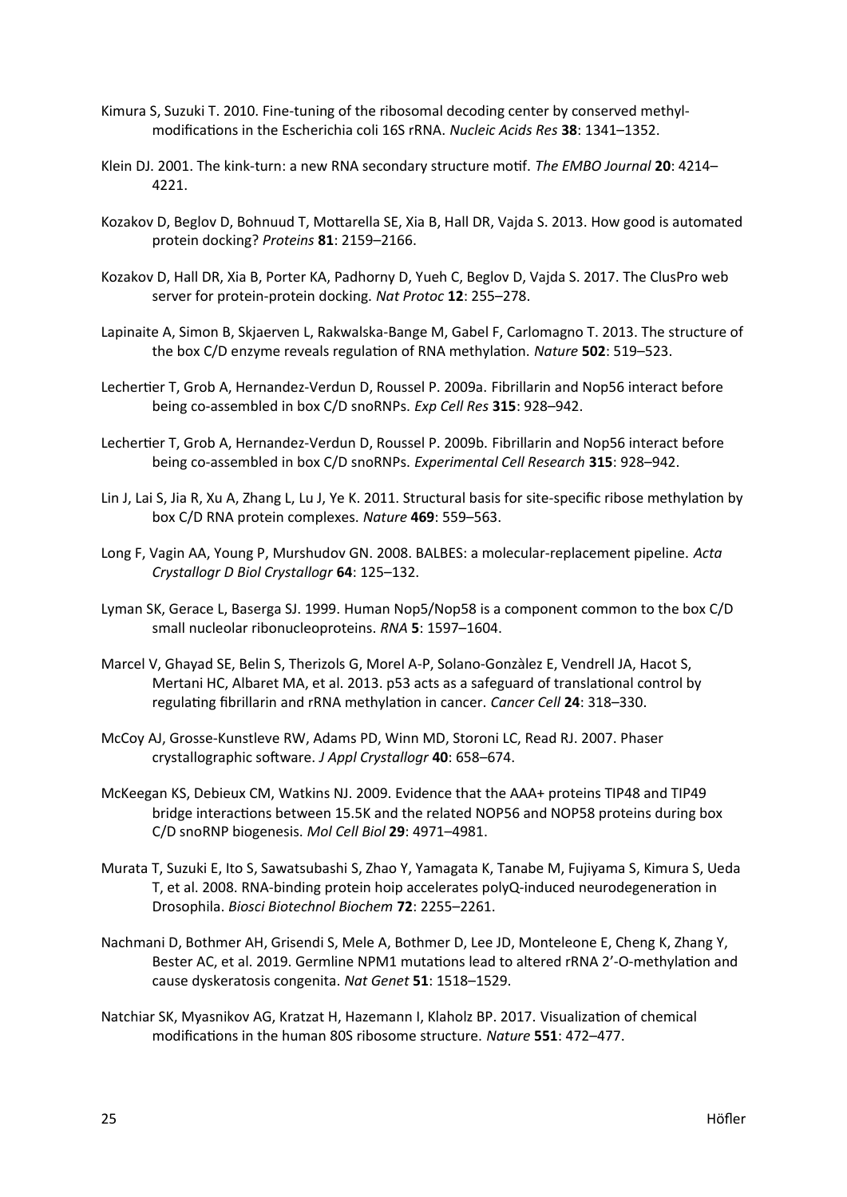Kimura S, Suzuki T. 2010. Fine-tuning of the ribosomal decoding center by conserved methyl-modifications in the Escherichia coli 16S rRNA. *Nucleic Acids Res* **38**: 1341–1352.

Klein DJ. 2001. The kink-turn: a new RNA secondary structure motif. *The EMBO Journal* **20**: 4214–4221.

Kozakov D, Beglov D, Bohnuud T, Mottarella SE, Xia B, Hall DR, Vajda S. 2013. How good is automated protein docking? *Proteins* **81**: 2159–2166.

Kozakov D, Hall DR, Xia B, Porter KA, Padhorny D, Yueh C, Beglov D, Vajda S. 2017. The ClusPro web server for protein-protein docking. *Nat Protoc* **12**: 255–278.

Lapinaite A, Simon B, Skjaerven L, Rakwalska-Bange M, Gabel F, Carlomagno T. 2013. The structure of the box C/D enzyme reveals regulation of RNA methylation. *Nature* **502**: 519–523.

Lechertier T, Grob A, Hernandez-Verdun D, Roussel P. 2009a. Fibrillarin and Nop56 interact before being co-assembled in box C/D snoRNPs. *Exp Cell Res* **315**: 928–942.

Lechertier T, Grob A, Hernandez-Verdun D, Roussel P. 2009b. Fibrillarin and Nop56 interact before being co-assembled in box C/D snoRNPs. *Experimental Cell Research* **315**: 928–942.

Lin J, Lai S, Jia R, Xu A, Zhang L, Lu J, Ye K. 2011. Structural basis for site-specific ribose methylation by box C/D RNA protein complexes. *Nature* **469**: 559–563.

Long F, Vagin AA, Young P, Murshudov GN. 2008. BALBES: a molecular-replacement pipeline. *Acta Crystallogr D Biol Crystallogr* **64**: 125–132.

Lyman SK, Gerace L, Baserga SJ. 1999. Human Nop5/Nop58 is a component common to the box C/D small nucleolar ribonucleoproteins. *RNA* **5**: 1597–1604.

Marcel V, Ghayad SE, Belin S, Therizols G, Morel A-P, Solano-Gonzàlez E, Vendrell JA, Hacot S, Mertani HC, Albaret MA, et al. 2013. p53 acts as a safeguard of translational control by regulating fibrillarin and rRNA methylation in cancer. *Cancer Cell* **24**: 318–330.

McCoy AJ, Grosse-Kunstleve RW, Adams PD, Winn MD, Storoni LC, Read RJ. 2007. Phaser crystallographic software. *J Appl Crystallogr* **40**: 658–674.

McKeegan KS, Debieux CM, Watkins NJ. 2009. Evidence that the AAA+ proteins TIP48 and TIP49 bridge interactions between 15.5K and the related NOP56 and NOP58 proteins during box C/D snoRNP biogenesis. *Mol Cell Biol* **29**: 4971–4981.

Murata T, Suzuki E, Ito S, Sawatsubashi S, Zhao Y, Yamagata K, Tanabe M, Fujiyama S, Kimura S, Ueda T, et al. 2008. RNA-binding protein hoip accelerates polyQ-induced neurodegeneration in Drosophila. *Biosci Biotechnol Biochem* **72**: 2255–2261.

Nachmani D, Bothmer AH, Grisendi S, Mele A, Bothmer D, Lee JD, Monteleone E, Cheng K, Zhang Y, Bester AC, et al. 2019. Germline NPM1 mutations lead to altered rRNA 2′-O-methylation and cause dyskeratosis congenita. *Nat Genet* **51**: 1518–1529.

Natchiar SK, Myasnikov AG, Kratzat H, Hazemann I, Klaholz BP. 2017. Visualization of chemical modifications in the human 80S ribosome structure. *Nature* **551**: 472–477.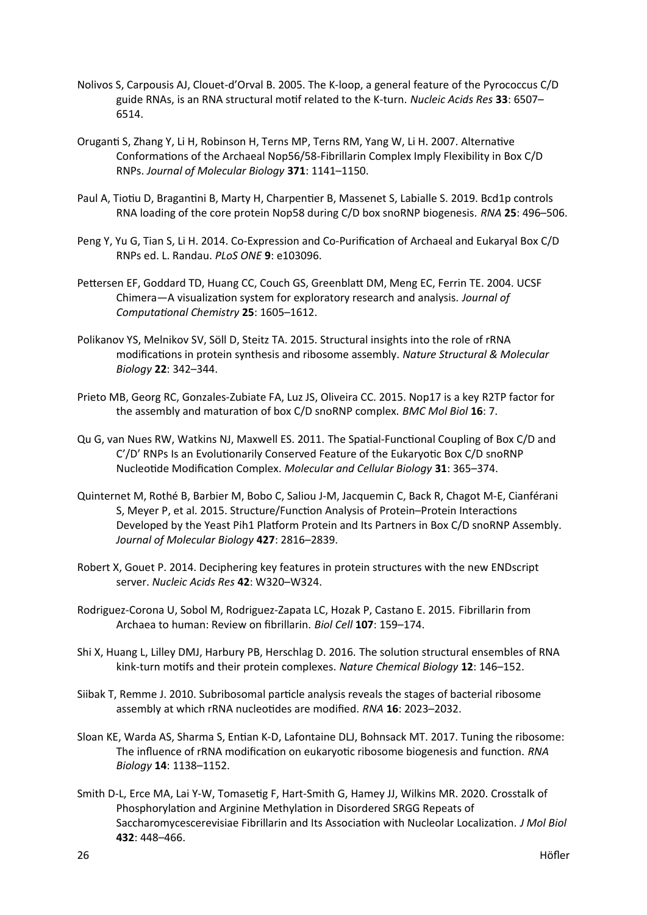Nolivos S, Carpousis AJ, Clouet-d'Orval B. 2005. The K-loop, a general feature of the Pyrococcus C/D guide RNAs, is an RNA structural motif related to the K-turn. *Nucleic Acids Res* **33**: 6507–6514.

Oruganti S, Zhang Y, Li H, Robinson H, Terns MP, Terns RM, Yang W, Li H. 2007. Alternative Conformations of the Archaeal Nop56/58-Fibrillarin Complex Imply Flexibility in Box C/D RNPs. *Journal of Molecular Biology* **371**: 1141–1150.

Paul A, Tiotiu D, Bragantini B, Marty H, Charpentier B, Massenet S, Labialle S. 2019. Bcd1p controls RNA loading of the core protein Nop58 during C/D box snoRNP biogenesis. *RNA* **25**: 496–506.

Peng Y, Yu G, Tian S, Li H. 2014. Co-Expression and Co-Purification of Archaeal and Eukaryal Box C/D RNPs ed. L. Randau. *PLoS ONE* **9**: e103096.

Pettersen EF, Goddard TD, Huang CC, Couch GS, Greenblatt DM, Meng EC, Ferrin TE. 2004. UCSF Chimera—A visualization system for exploratory research and analysis. *Journal of Computational Chemistry* **25**: 1605–1612.

Polikanov YS, Melnikov SV, Söll D, Steitz TA. 2015. Structural insights into the role of rRNA modifications in protein synthesis and ribosome assembly. *Nature Structural & Molecular Biology* **22**: 342–344.

Prieto MB, Georg RC, Gonzales-Zubiate FA, Luz JS, Oliveira CC. 2015. Nop17 is a key R2TP factor for the assembly and maturation of box C/D snoRNP complex. *BMC Mol Biol* **16**: 7.

Qu G, van Nues RW, Watkins NJ, Maxwell ES. 2011. The Spatial-Functional Coupling of Box C/D and C'/D' RNPs Is an Evolutionarily Conserved Feature of the Eukaryotic Box C/D snoRNP Nucleotide Modification Complex. *Molecular and Cellular Biology* **31**: 365–374.

Quinternet M, Rothé B, Barbier M, Bobo C, Saliou J-M, Jacquemin C, Back R, Chagot M-E, Cianférani S, Meyer P, et al. 2015. Structure/Function Analysis of Protein–Protein Interactions Developed by the Yeast Pih1 Platform Protein and Its Partners in Box C/D snoRNP Assembly. *Journal of Molecular Biology* **427**: 2816–2839.

Robert X, Gouet P. 2014. Deciphering key features in protein structures with the new ENDscript server. *Nucleic Acids Res* **42**: W320–W324.

Rodriguez-Corona U, Sobol M, Rodriguez-Zapata LC, Hozak P, Castano E. 2015. Fibrillarin from Archaea to human: Review on fibrillarin. *Biol Cell* **107**: 159–174.

Shi X, Huang L, Lilley DMJ, Harbury PB, Herschlag D. 2016. The solution structural ensembles of RNA kink-turn motifs and their protein complexes. *Nature Chemical Biology* **12**: 146–152.

Siibak T, Remme J. 2010. Subribosomal particle analysis reveals the stages of bacterial ribosome assembly at which rRNA nucleotides are modified. *RNA* **16**: 2023–2032.

Sloan KE, Warda AS, Sharma S, Entian K-D, Lafontaine DLJ, Bohnsack MT. 2017. Tuning the ribosome: The influence of rRNA modification on eukaryotic ribosome biogenesis and function. *RNA Biology* **14**: 1138–1152.

Smith D-L, Erce MA, Lai Y-W, Tomasetig F, Hart-Smith G, Hamey JJ, Wilkins MR. 2020. Crosstalk of Phosphorylation and Arginine Methylation in Disordered SRGG Repeats of Saccharomycescerevisiae Fibrillarin and Its Association with Nucleolar Localization. *J Mol Biol* **432**: 448–466.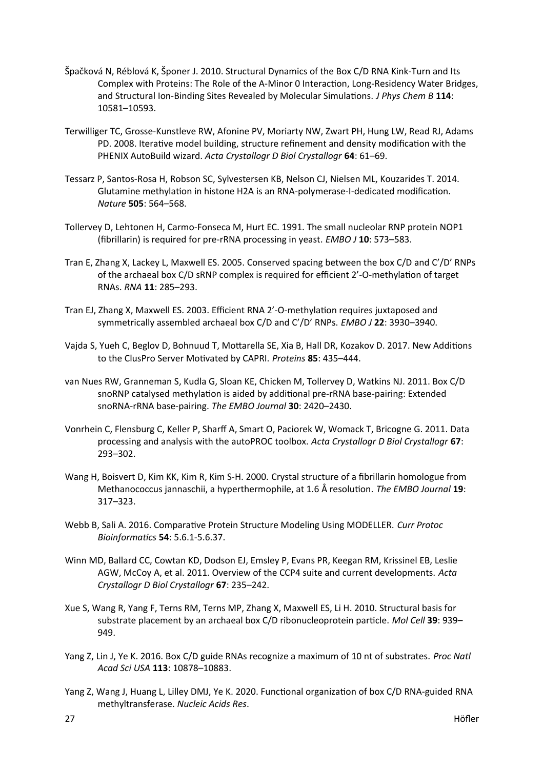Špačková N, Réblová K, Šponer J. 2010. Structural Dynamics of the Box C/D RNA Kink-Turn and Its Complex with Proteins: The Role of the A-Minor 0 Interaction, Long-Residency Water Bridges, and Structural Ion-Binding Sites Revealed by Molecular Simulations. *J Phys Chem B* **114**: 10581–10593.

Terwilliger TC, Grosse-Kunstleve RW, Afonine PV, Moriarty NW, Zwart PH, Hung LW, Read RJ, Adams PD. 2008. Iterative model building, structure refinement and density modification with the PHENIX AutoBuild wizard. *Acta Crystallogr D Biol Crystallogr* **64**: 61–69.

Tessarz P, Santos-Rosa H, Robson SC, Sylvestersen KB, Nelson CJ, Nielsen ML, Kouzarides T. 2014. Glutamine methylation in histone H2A is an RNA-polymerase-I-dedicated modification. *Nature* **505**: 564–568.

Tollervey D, Lehtonen H, Carmo-Fonseca M, Hurt EC. 1991. The small nucleolar RNP protein NOP1 (fibrillarin) is required for pre-rRNA processing in yeast. *EMBO J* **10**: 573–583.

Tran E, Zhang X, Lackey L, Maxwell ES. 2005. Conserved spacing between the box C/D and C′/D′ RNPs of the archaeal box C/D sRNP complex is required for efficient 2′-O-methylation of target RNAs. *RNA* **11**: 285–293.

Tran EJ, Zhang X, Maxwell ES. 2003. Efficient RNA 2′-O-methylation requires juxtaposed and symmetrically assembled archaeal box C/D and C′/D′ RNPs. *EMBO J* **22**: 3930–3940.

Vajda S, Yueh C, Beglov D, Bohnuud T, Mottarella SE, Xia B, Hall DR, Kozakov D. 2017. New Additions to the ClusPro Server Motivated by CAPRI. *Proteins* **85**: 435–444.

van Nues RW, Granneman S, Kudla G, Sloan KE, Chicken M, Tollervey D, Watkins NJ. 2011. Box C/D snoRNP catalysed methylation is aided by additional pre-rRNA base-pairing: Extended snoRNA-rRNA base-pairing. *The EMBO Journal* **30**: 2420–2430.

Vonrhein C, Flensburg C, Keller P, Sharff A, Smart O, Paciorek W, Womack T, Bricogne G. 2011. Data processing and analysis with the autoPROC toolbox. *Acta Crystallogr D Biol Crystallogr* **67**: 293–302.

Wang H, Boisvert D, Kim KK, Kim R, Kim S-H. 2000. Crystal structure of a fibrillarin homologue from Methanococcus jannaschii, a hyperthermophile, at 1.6 Å resolution. *The EMBO Journal* **19**: 317–323.

Webb B, Sali A. 2016. Comparative Protein Structure Modeling Using MODELLER. *Curr Protoc Bioinformatics* **54**: 5.6.1-5.6.37.

Winn MD, Ballard CC, Cowtan KD, Dodson EJ, Emsley P, Evans PR, Keegan RM, Krissinel EB, Leslie AGW, McCoy A, et al. 2011. Overview of the CCP4 suite and current developments. *Acta Crystallogr D Biol Crystallogr* **67**: 235–242.

Xue S, Wang R, Yang F, Terns RM, Terns MP, Zhang X, Maxwell ES, Li H. 2010. Structural basis for substrate placement by an archaeal box C/D ribonucleoprotein particle. *Mol Cell* **39**: 939–949.

Yang Z, Lin J, Ye K. 2016. Box C/D guide RNAs recognize a maximum of 10 nt of substrates. *Proc Natl Acad Sci USA* **113**: 10878–10883.

Yang Z, Wang J, Huang L, Lilley DMJ, Ye K. 2020. Functional organization of box C/D RNA-guided RNA methyltransferase. *Nucleic Acids Res*.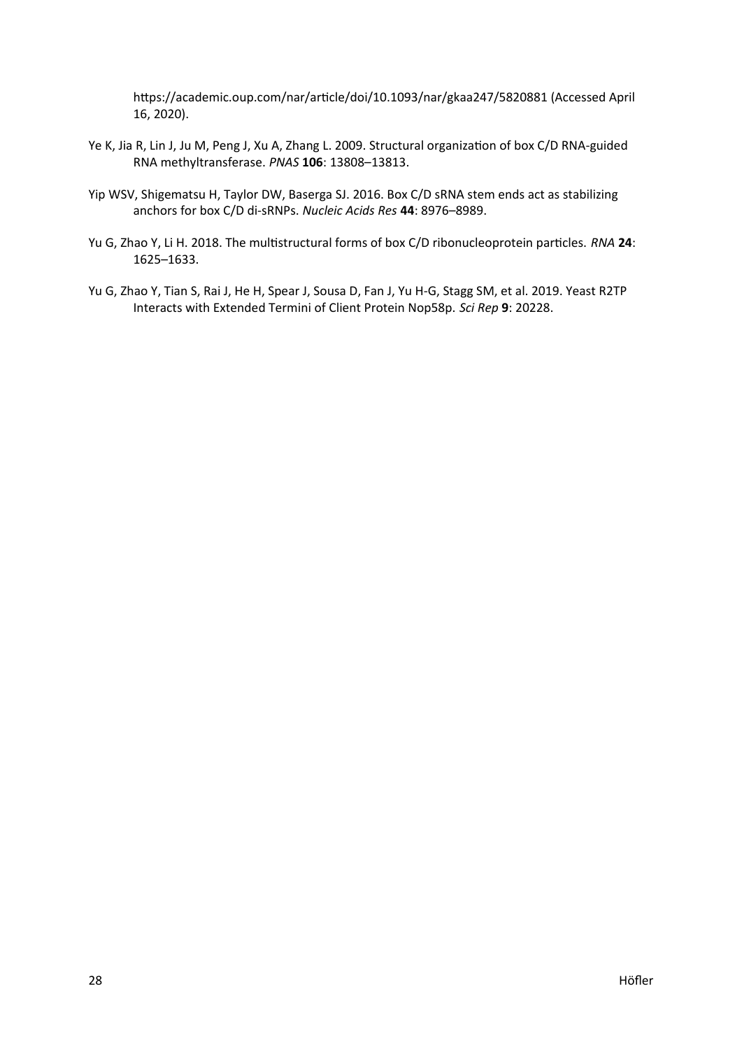https://academic.oup.com/nar/article/doi/10.1093/nar/gkaa247/5820881 (Accessed April 16, 2020).

Ye K, Jia R, Lin J, Ju M, Peng J, Xu A, Zhang L. 2009. Structural organization of box C/D RNA-guided RNA methyltransferase. *PNAS* **106**: 13808–13813.

Yip WSV, Shigematsu H, Taylor DW, Baserga SJ. 2016. Box C/D sRNA stem ends act as stabilizing anchors for box C/D di-sRNPs. *Nucleic Acids Res* **44**: 8976–8989.

Yu G, Zhao Y, Li H. 2018. The multistructural forms of box C/D ribonucleoprotein particles. *RNA* **24**: 1625–1633.

Yu G, Zhao Y, Tian S, Rai J, He H, Spear J, Sousa D, Fan J, Yu H-G, Stagg SM, et al. 2019. Yeast R2TP Interacts with Extended Termini of Client Protein Nop58p. *Sci Rep* **9**: 20228.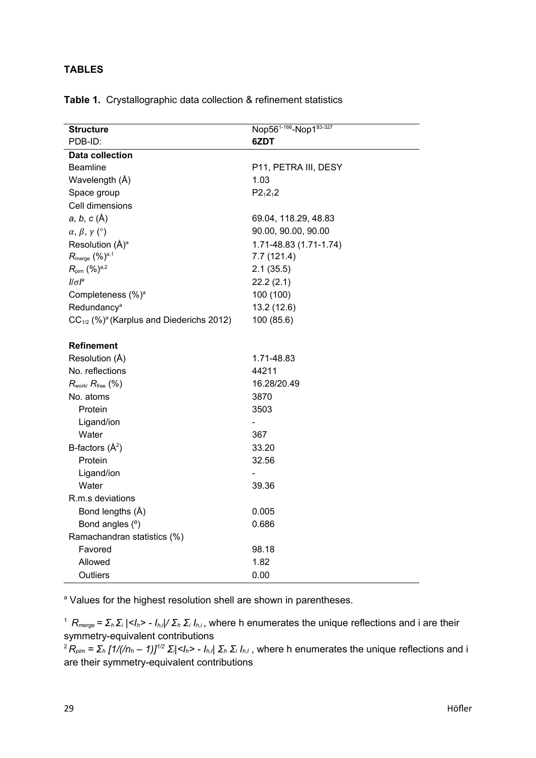**TABLES**

**Table 1.** Crystallographic data collection & refinement statistics

| **Structure** | Nop56$^{1-166}$-Nop1$^{83-327}$ |
|---|---|
| PDB-ID: | **6ZDT** |
| **Data collection** | |
| Beamline | P11, PETRA III, DESY |
| Wavelength (Å) | 1.03 |
| Space group | $P2_12_12$ |
| Cell dimensions | |
| *a*, *b*, *c* (Å) | 69.04, 118.29, 48.83 |
| $\alpha$, $\beta$, $\gamma$ (°) | 90.00, 90.00, 90.00 |
| Resolution (Å)[a] | 1.71-48.83 (1.71-1.74) |
| $R_{merge}$ (%)[a,1] | 7.7 (121.4) |
| $R_{pim}$ (%)[a,2] | 2.1 (35.5) |
| $I/\sigma I$[a] | 22.2 (2.1) |
| Completeness (%)[a] | 100 (100) |
| Redundancy[a] | 13.2 (12.6) |
| $CC_{1/2}$ (%)[a] (Karplus and Diederichs 2012) | 100 (85.6) |
| | |
| **Refinement** | |
| Resolution (Å) | 1.71-48.83 |
| No. reflections | 44211 |
| $R_{work}$/ $R_{free}$ (%) | 16.28/20.49 |
| No. atoms | 3870 |
| Protein | 3503 |
| Ligand/ion | - |
| Water | 367 |
| B-factors (Å$^2$) | 33.20 |
| Protein | 32.56 |
| Ligand/ion | - |
| Water | 39.36 |
| R.m.s deviations | |
| Bond lengths (Å) | 0.005 |
| Bond angles (º) | 0.686 |
| Ramachandran statistics (%) | |
| Favored | 98.18 |
| Allowed | 1.82 |
| Outliers | 0.00 |

[a] Values for the highest resolution shell are shown in parentheses.

[1] $R_{merge} = \Sigma_h \Sigma_i |<I_h> - I_{h,i}| / \Sigma_h \Sigma_i I_{h,i}$, where h enumerates the unique reflections and i are their symmetry-equivalent contributions

[2] $R_{pim} = \Sigma_h [1/(/n_h - 1)]^{1/2} \Sigma_i|<I_h> - I_{h,I}| \Sigma_h \Sigma_i I_{h,I}$, where h enumerates the unique reflections and i are their symmetry-equivalent contributions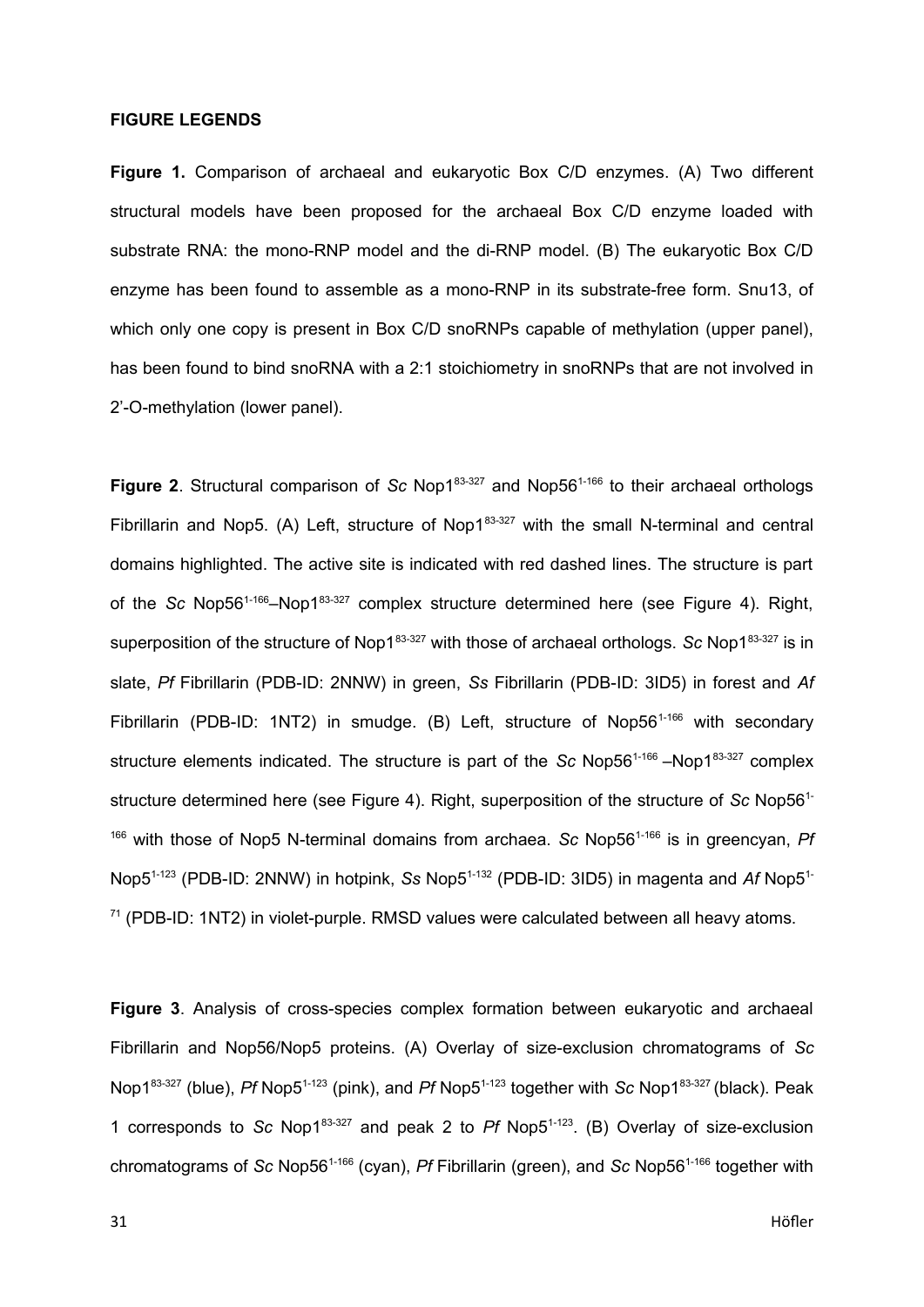**FIGURE LEGENDS**

**Figure 1.** Comparison of archaeal and eukaryotic Box C/D enzymes. (A) Two different structural models have been proposed for the archaeal Box C/D enzyme loaded with substrate RNA: the mono-RNP model and the di-RNP model. (B) The eukaryotic Box C/D enzyme has been found to assemble as a mono-RNP in its substrate-free form. Snu13, of which only one copy is present in Box C/D snoRNPs capable of methylation (upper panel), has been found to bind snoRNA with a 2:1 stoichiometry in snoRNPs that are not involved in 2'-O-methylation (lower panel).

**Figure 2**. Structural comparison of *Sc* Nop1$^{83-327}$ and Nop56$^{1-166}$ to their archaeal orthologs Fibrillarin and Nop5. (A) Left, structure of Nop1$^{83-327}$ with the small N-terminal and central domains highlighted. The active site is indicated with red dashed lines. The structure is part of the *Sc* Nop56$^{1-166}$–Nop1$^{83-327}$ complex structure determined here (see Figure 4). Right, superposition of the structure of Nop1$^{83-327}$ with those of archaeal orthologs. *Sc* Nop1$^{83-327}$ is in slate, *Pf* Fibrillarin (PDB-ID: 2NNW) in green, *Ss* Fibrillarin (PDB-ID: 3ID5) in forest and *Af* Fibrillarin (PDB-ID: 1NT2) in smudge. (B) Left, structure of Nop56$^{1-166}$ with secondary structure elements indicated. The structure is part of the *Sc* Nop56$^{1-166}$ –Nop1$^{83-327}$ complex structure determined here (see Figure 4). Right, superposition of the structure of *Sc* Nop56$^{1-166}$ with those of Nop5 N-terminal domains from archaea. *Sc* Nop56$^{1-166}$ is in greencyan, *Pf* Nop5$^{1-123}$ (PDB-ID: 2NNW) in hotpink, *Ss* Nop5$^{1-132}$ (PDB-ID: 3ID5) in magenta and *Af* Nop5$^{1-71}$ (PDB-ID: 1NT2) in violet-purple. RMSD values were calculated between all heavy atoms.

**Figure 3**. Analysis of cross-species complex formation between eukaryotic and archaeal Fibrillarin and Nop56/Nop5 proteins. (A) Overlay of size-exclusion chromatograms of *Sc* Nop1$^{83-327}$ (blue), *Pf* Nop5$^{1-123}$ (pink), and *Pf* Nop5$^{1-123}$ together with *Sc* Nop1$^{83-327}$ (black). Peak 1 corresponds to *Sc* Nop1$^{83-327}$ and peak 2 to *Pf* Nop5$^{1-123}$. (B) Overlay of size-exclusion chromatograms of *Sc* Nop56$^{1-166}$ (cyan), *Pf* Fibrillarin (green), and *Sc* Nop56$^{1-166}$ together with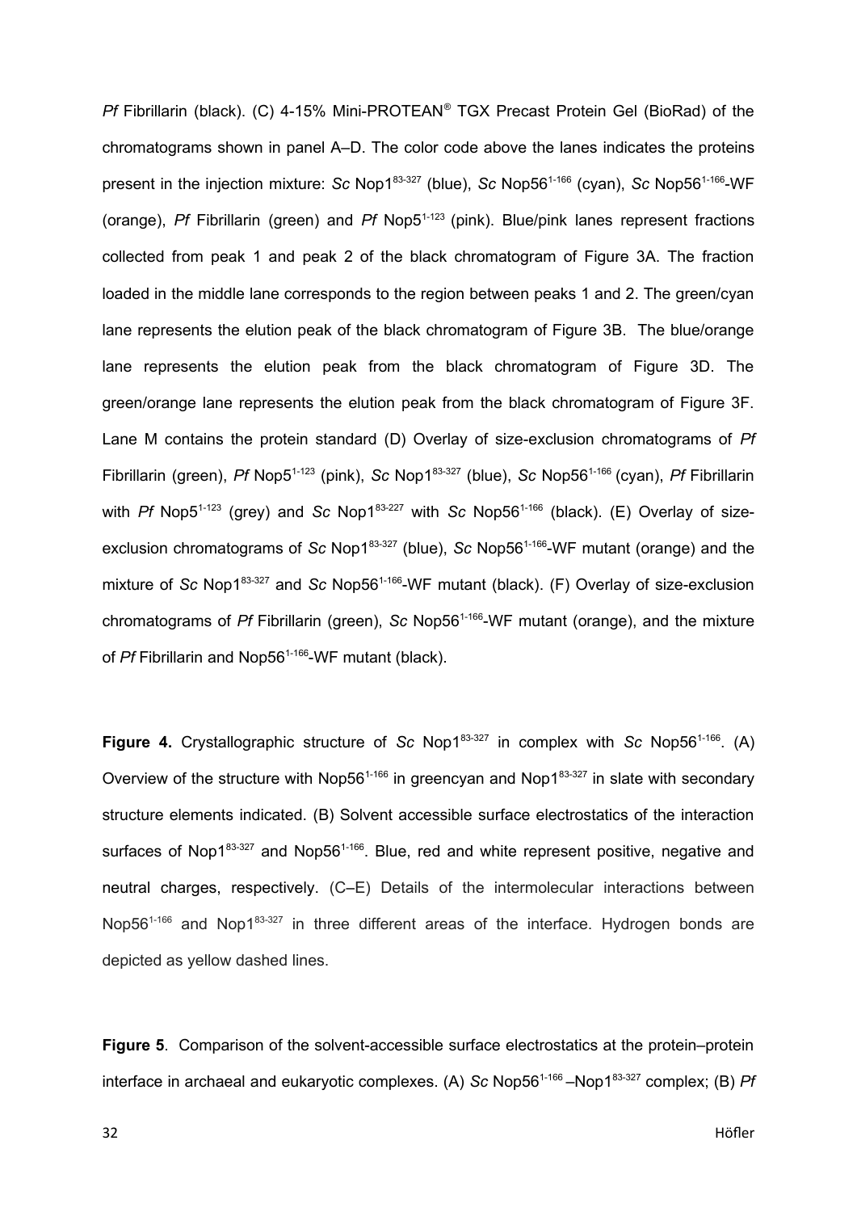*Pf* Fibrillarin (black). (C) 4-15% Mini-PROTEAN® TGX Precast Protein Gel (BioRad) of the chromatograms shown in panel A–D. The color code above the lanes indicates the proteins present in the injection mixture: *Sc* Nop1$^{83\text{-}327}$ (blue), *Sc* Nop56$^{1\text{-}166}$ (cyan), *Sc* Nop56$^{1\text{-}166}$-WF (orange), *Pf* Fibrillarin (green) and *Pf* Nop5$^{1\text{-}123}$ (pink). Blue/pink lanes represent fractions collected from peak 1 and peak 2 of the black chromatogram of Figure 3A. The fraction loaded in the middle lane corresponds to the region between peaks 1 and 2. The green/cyan lane represents the elution peak of the black chromatogram of Figure 3B. The blue/orange lane represents the elution peak from the black chromatogram of Figure 3D. The green/orange lane represents the elution peak from the black chromatogram of Figure 3F. Lane M contains the protein standard (D) Overlay of size-exclusion chromatograms of *Pf* Fibrillarin (green), *Pf* Nop5$^{1\text{-}123}$ (pink), *Sc* Nop1$^{83\text{-}327}$ (blue), *Sc* Nop56$^{1\text{-}166}$ (cyan), *Pf* Fibrillarin with *Pf* Nop5$^{1\text{-}123}$ (grey) and *Sc* Nop1$^{83\text{-}227}$ with *Sc* Nop56$^{1\text{-}166}$ (black). (E) Overlay of size-exclusion chromatograms of *Sc* Nop1$^{83\text{-}327}$ (blue), *Sc* Nop56$^{1\text{-}166}$-WF mutant (orange) and the mixture of *Sc* Nop1$^{83\text{-}327}$ and *Sc* Nop56$^{1\text{-}166}$-WF mutant (black). (F) Overlay of size-exclusion chromatograms of *Pf* Fibrillarin (green), *Sc* Nop56$^{1\text{-}166}$-WF mutant (orange), and the mixture of *Pf* Fibrillarin and Nop56$^{1\text{-}166}$-WF mutant (black).

**Figure 4.** Crystallographic structure of *Sc* Nop1$^{83\text{-}327}$ in complex with *Sc* Nop56$^{1\text{-}166}$. (A) Overview of the structure with Nop56$^{1\text{-}166}$ in greencyan and Nop1$^{83\text{-}327}$ in slate with secondary structure elements indicated. (B) Solvent accessible surface electrostatics of the interaction surfaces of Nop1$^{83\text{-}327}$ and Nop56$^{1\text{-}166}$. Blue, red and white represent positive, negative and neutral charges, respectively. (C–E) Details of the intermolecular interactions between Nop56$^{1\text{-}166}$ and Nop1$^{83\text{-}327}$ in three different areas of the interface. Hydrogen bonds are depicted as yellow dashed lines.

**Figure 5**. Comparison of the solvent-accessible surface electrostatics at the protein–protein interface in archaeal and eukaryotic complexes. (A) *Sc* Nop56$^{1\text{-}166}$ –Nop1$^{83\text{-}327}$ complex; (B) *Pf*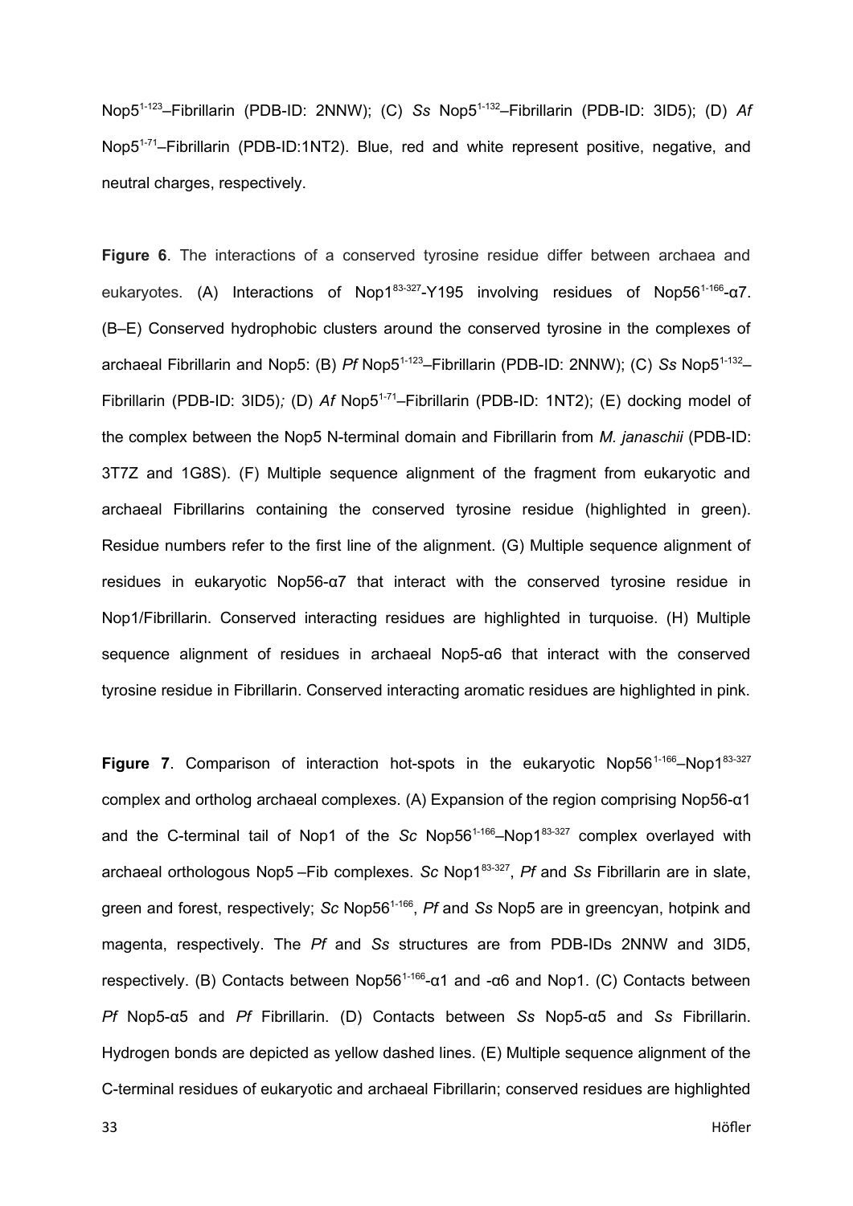Nop5$^{1\text{-}123}$–Fibrillarin (PDB-ID: 2NNW); (C) *Ss* Nop5$^{1\text{-}132}$–Fibrillarin (PDB-ID: 3ID5); (D) *Af* Nop5$^{1\text{-}71}$–Fibrillarin (PDB-ID:1NT2). Blue, red and white represent positive, negative, and neutral charges, respectively.

**Figure 6**. The interactions of a conserved tyrosine residue differ between archaea and eukaryotes. (A) Interactions of Nop1$^{83\text{-}327}$-Y195 involving residues of Nop56$^{1\text{-}166}$-α7. (B–E) Conserved hydrophobic clusters around the conserved tyrosine in the complexes of archaeal Fibrillarin and Nop5: (B) *Pf* Nop5$^{1\text{-}123}$–Fibrillarin (PDB-ID: 2NNW); (C) *Ss* Nop5$^{1\text{-}132}$–Fibrillarin (PDB-ID: 3ID5)*;* (D) *Af* Nop5$^{1\text{-}71}$–Fibrillarin (PDB-ID: 1NT2); (E) docking model of the complex between the Nop5 N-terminal domain and Fibrillarin from *M. janaschii* (PDB-ID: 3T7Z and 1G8S). (F) Multiple sequence alignment of the fragment from eukaryotic and archaeal Fibrillarins containing the conserved tyrosine residue (highlighted in green). Residue numbers refer to the first line of the alignment. (G) Multiple sequence alignment of residues in eukaryotic Nop56-α7 that interact with the conserved tyrosine residue in Nop1/Fibrillarin. Conserved interacting residues are highlighted in turquoise. (H) Multiple sequence alignment of residues in archaeal Nop5-α6 that interact with the conserved tyrosine residue in Fibrillarin. Conserved interacting aromatic residues are highlighted in pink.

**Figure 7**. Comparison of interaction hot-spots in the eukaryotic Nop56$^{1\text{-}166}$–Nop1$^{83\text{-}327}$ complex and ortholog archaeal complexes. (A) Expansion of the region comprising Nop56-α1 and the C-terminal tail of Nop1 of the *Sc* Nop56$^{1\text{-}166}$–Nop1$^{83\text{-}327}$ complex overlayed with archaeal orthologous Nop5 –Fib complexes. *Sc* Nop1$^{83\text{-}327}$, *Pf* and *Ss* Fibrillarin are in slate, green and forest, respectively; *Sc* Nop56$^{1\text{-}166}$, *Pf* and *Ss* Nop5 are in greencyan, hotpink and magenta, respectively. The *Pf* and *Ss* structures are from PDB-IDs 2NNW and 3ID5, respectively. (B) Contacts between Nop56$^{1\text{-}166}$-α1 and -α6 and Nop1. (C) Contacts between *Pf* Nop5-α5 and *Pf* Fibrillarin. (D) Contacts between *Ss* Nop5-α5 and *Ss* Fibrillarin. Hydrogen bonds are depicted as yellow dashed lines. (E) Multiple sequence alignment of the C-terminal residues of eukaryotic and archaeal Fibrillarin; conserved residues are highlighted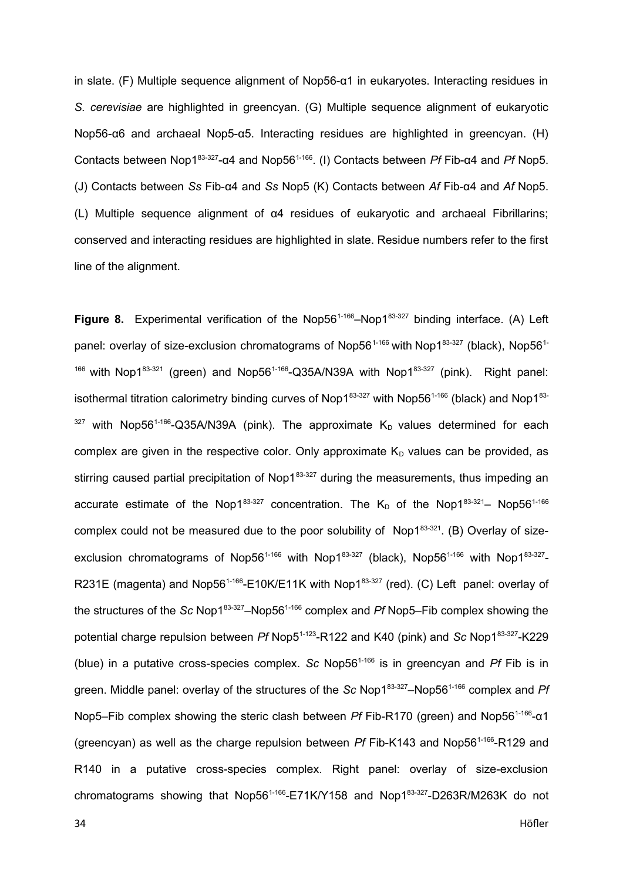in slate. (F) Multiple sequence alignment of Nop56-α1 in eukaryotes. Interacting residues in *S. cerevisiae* are highlighted in greencyan. (G) Multiple sequence alignment of eukaryotic Nop56-α6 and archaeal Nop5-α5. Interacting residues are highlighted in greencyan. (H) Contacts between Nop1$^{83\text{-}327}$-α4 and Nop56$^{1\text{-}166}$. (I) Contacts between *Pf* Fib-α4 and *Pf* Nop5. (J) Contacts between *Ss* Fib-α4 and *Ss* Nop5 (K) Contacts between *Af* Fib-α4 and *Af* Nop5. (L) Multiple sequence alignment of α4 residues of eukaryotic and archaeal Fibrillarins; conserved and interacting residues are highlighted in slate. Residue numbers refer to the first line of the alignment.

**Figure 8.** Experimental verification of the Nop56$^{1\text{-}166}$–Nop1$^{83\text{-}327}$ binding interface. (A) Left panel: overlay of size-exclusion chromatograms of Nop56$^{1\text{-}166}$ with Nop1$^{83\text{-}327}$ (black), Nop56$^{1\text{-}166}$ with Nop1$^{83\text{-}321}$ (green) and Nop56$^{1\text{-}166}$-Q35A/N39A with Nop1$^{83\text{-}327}$ (pink). Right panel: isothermal titration calorimetry binding curves of Nop1$^{83\text{-}327}$ with Nop56$^{1\text{-}166}$ (black) and Nop1$^{83\text{-}327}$ with Nop56$^{1\text{-}166}$-Q35A/N39A (pink). The approximate $K_D$ values determined for each complex are given in the respective color. Only approximate $K_D$ values can be provided, as stirring caused partial precipitation of Nop1$^{83\text{-}327}$ during the measurements, thus impeding an accurate estimate of the Nop1$^{83\text{-}327}$ concentration. The $K_D$ of the Nop1$^{83\text{-}321}$– Nop56$^{1\text{-}166}$ complex could not be measured due to the poor solubility of Nop1$^{83\text{-}321}$. (B) Overlay of size-exclusion chromatograms of Nop56$^{1\text{-}166}$ with Nop1$^{83\text{-}327}$ (black), Nop56$^{1\text{-}166}$ with Nop1$^{83\text{-}327}$-R231E (magenta) and Nop56$^{1\text{-}166}$-E10K/E11K with Nop1$^{83\text{-}327}$ (red). (C) Left panel: overlay of the structures of the *Sc* Nop1$^{83\text{-}327}$–Nop56$^{1\text{-}166}$ complex and *Pf* Nop5–Fib complex showing the potential charge repulsion between *Pf* Nop5$^{1\text{-}123}$-R122 and K40 (pink) and *Sc* Nop1$^{83\text{-}327}$-K229 (blue) in a putative cross-species complex. *Sc* Nop56$^{1\text{-}166}$ is in greencyan and *Pf* Fib is in green. Middle panel: overlay of the structures of the *Sc* Nop1$^{83\text{-}327}$–Nop56$^{1\text{-}166}$ complex and *Pf* Nop5–Fib complex showing the steric clash between *Pf* Fib-R170 (green) and Nop56$^{1\text{-}166}$-α1 (greencyan) as well as the charge repulsion between *Pf* Fib-K143 and Nop56$^{1\text{-}166}$-R129 and R140 in a putative cross-species complex. Right panel: overlay of size-exclusion chromatograms showing that Nop56$^{1\text{-}166}$-E71K/Y158 and Nop1$^{83\text{-}327}$-D263R/M263K do not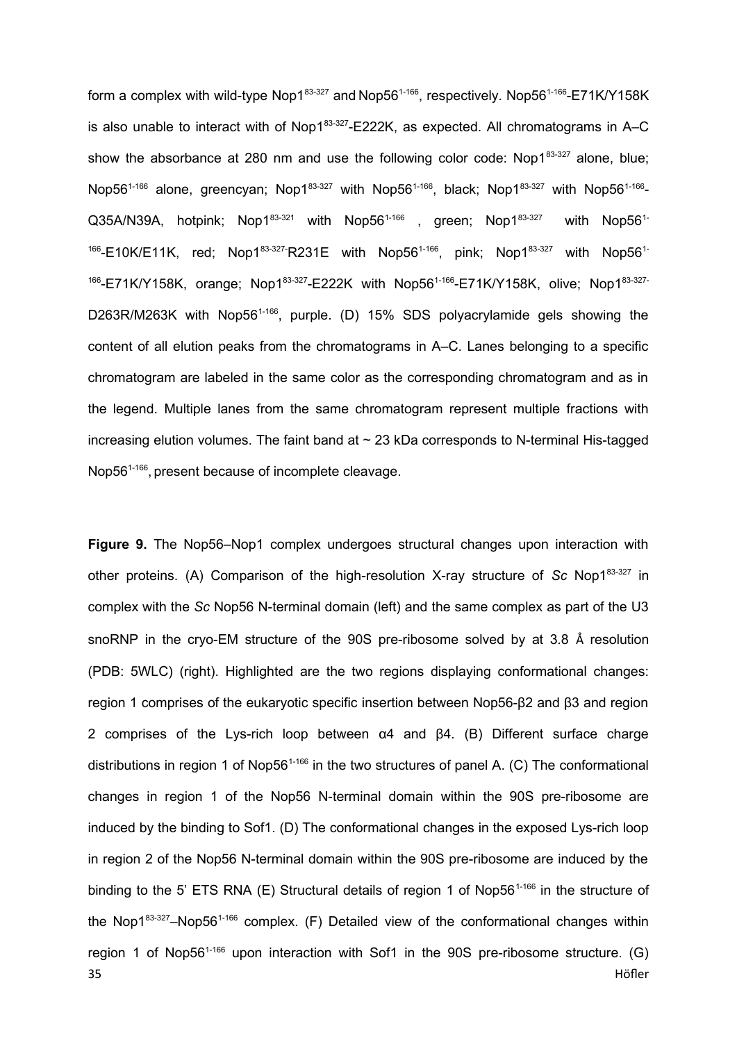form a complex with wild-type Nop1$^{83-327}$ and Nop56$^{1-166}$, respectively. Nop56$^{1-166}$-E71K/Y158K is also unable to interact with of Nop1$^{83-327}$-E222K, as expected. All chromatograms in A–C show the absorbance at 280 nm and use the following color code: Nop1$^{83-327}$ alone, blue; Nop56$^{1-166}$ alone, greencyan; Nop1$^{83-327}$ with Nop56$^{1-166}$, black; Nop1$^{83-327}$ with Nop56$^{1-166}$-Q35A/N39A, hotpink; Nop1$^{83-321}$ with Nop56$^{1-166}$ , green; Nop1$^{83-327}$ with Nop56$^{1-166}$-E10K/E11K, red; Nop1$^{83-327}$-R231E with Nop56$^{1-166}$, pink; Nop1$^{83-327}$ with Nop56$^{1-166}$-E71K/Y158K, orange; Nop1$^{83-327}$-E222K with Nop56$^{1-166}$-E71K/Y158K, olive; Nop1$^{83-327}$-D263R/M263K with Nop56$^{1-166}$, purple. (D) 15% SDS polyacrylamide gels showing the content of all elution peaks from the chromatograms in A–C. Lanes belonging to a specific chromatogram are labeled in the same color as the corresponding chromatogram and as in the legend. Multiple lanes from the same chromatogram represent multiple fractions with increasing elution volumes. The faint band at ~ 23 kDa corresponds to N-terminal His-tagged Nop56$^{1-166}$, present because of incomplete cleavage.

**Figure 9.** The Nop56–Nop1 complex undergoes structural changes upon interaction with other proteins. (A) Comparison of the high-resolution X-ray structure of *Sc* Nop1$^{83-327}$ in complex with the *Sc* Nop56 N-terminal domain (left) and the same complex as part of the U3 snoRNP in the cryo-EM structure of the 90S pre-ribosome solved by at 3.8 Å resolution (PDB: 5WLC) (right). Highlighted are the two regions displaying conformational changes: region 1 comprises of the eukaryotic specific insertion between Nop56-β2 and β3 and region 2 comprises of the Lys-rich loop between α4 and β4. (B) Different surface charge distributions in region 1 of Nop56$^{1-166}$ in the two structures of panel A. (C) The conformational changes in region 1 of the Nop56 N-terminal domain within the 90S pre-ribosome are induced by the binding to Sof1. (D) The conformational changes in the exposed Lys-rich loop in region 2 of the Nop56 N-terminal domain within the 90S pre-ribosome are induced by the binding to the 5' ETS RNA (E) Structural details of region 1 of Nop56$^{1-166}$ in the structure of the Nop1$^{83-327}$–Nop56$^{1-166}$ complex. (F) Detailed view of the conformational changes within region 1 of Nop56$^{1-166}$ upon interaction with Sof1 in the 90S pre-ribosome structure. (G)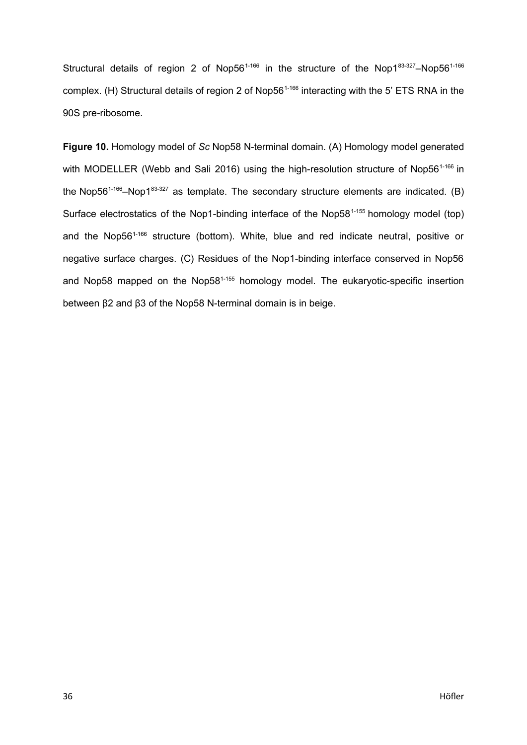Structural details of region 2 of Nop56$^{1\text{-}166}$ in the structure of the Nop1$^{83\text{-}327}$–Nop56$^{1\text{-}166}$ complex. (H) Structural details of region 2 of Nop56$^{1\text{-}166}$ interacting with the 5' ETS RNA in the 90S pre-ribosome.

**Figure 10.** Homology model of *Sc* Nop58 N-terminal domain. (A) Homology model generated with MODELLER (Webb and Sali 2016) using the high-resolution structure of Nop56$^{1\text{-}166}$ in the Nop56$^{1\text{-}166}$–Nop1$^{83\text{-}327}$ as template. The secondary structure elements are indicated. (B) Surface electrostatics of the Nop1-binding interface of the Nop58$^{1\text{-}155}$ homology model (top) and the Nop56$^{1\text{-}166}$ structure (bottom). White, blue and red indicate neutral, positive or negative surface charges. (C) Residues of the Nop1-binding interface conserved in Nop56 and Nop58 mapped on the Nop58$^{1\text{-}155}$ homology model. The eukaryotic-specific insertion between β2 and β3 of the Nop58 N-terminal domain is in beige.